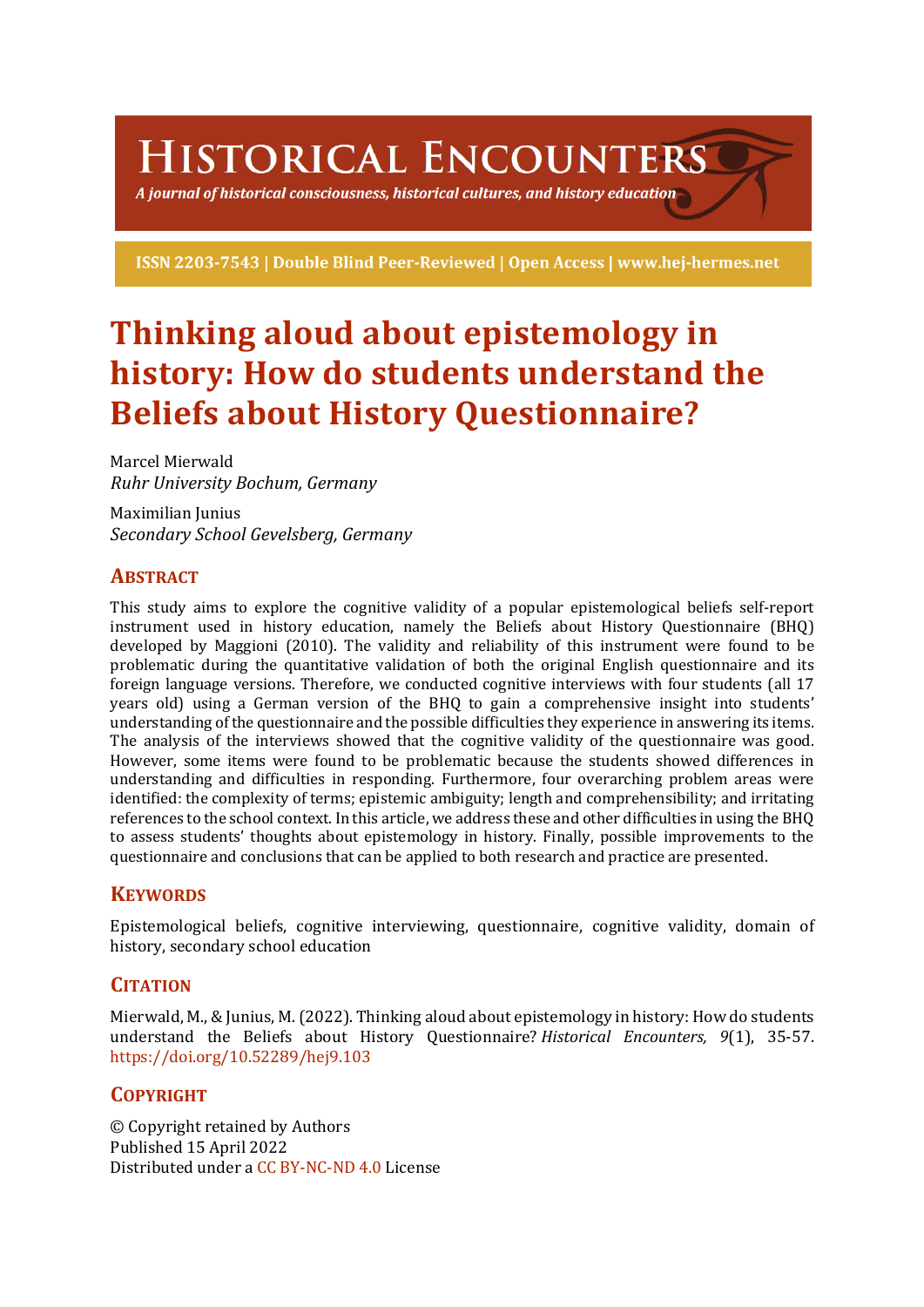# Historical Encounters

*A journal of historical consciousness, historical cultures, and history education*

**ISSN 2203-7543 | Double Blind Peer-Reviewed | Open Access | www.hej-hermes.net**

# Thinking aloud about epistemology in history: How do students understand the Beliefs about History Questionnaire?

Marcel Mierwald
*Ruhr University Bochum, Germany*

Maximilian Junius
*Secondary School Gevelsberg, Germany*

## Abstract

This study aims to explore the cognitive validity of a popular epistemological beliefs self-report instrument used in history education, namely the Beliefs about History Questionnaire (BHQ) developed by Maggioni (2010). The validity and reliability of this instrument were found to be problematic during the quantitative validation of both the original English questionnaire and its foreign language versions. Therefore, we conducted cognitive interviews with four students (all 17 years old) using a German version of the BHQ to gain a comprehensive insight into students' understanding of the questionnaire and the possible difficulties they experience in answering its items. The analysis of the interviews showed that the cognitive validity of the questionnaire was good. However, some items were found to be problematic because the students showed differences in understanding and difficulties in responding. Furthermore, four overarching problem areas were identified: the complexity of terms; epistemic ambiguity; length and comprehensibility; and irritating references to the school context. In this article, we address these and other difficulties in using the BHQ to assess students' thoughts about epistemology in history. Finally, possible improvements to the questionnaire and conclusions that can be applied to both research and practice are presented.

## Keywords

Epistemological beliefs, cognitive interviewing, questionnaire, cognitive validity, domain of history, secondary school education

## Citation

Mierwald, M., & Junius, M. (2022). Thinking aloud about epistemology in history: How do students understand the Beliefs about History Questionnaire? *Historical Encounters, 9*(1), 35-57. https://doi.org/10.52289/hej9.103

## Copyright

© Copyright retained by Authors
Published 15 April 2022
Distributed under a CC BY-NC-ND 4.0 License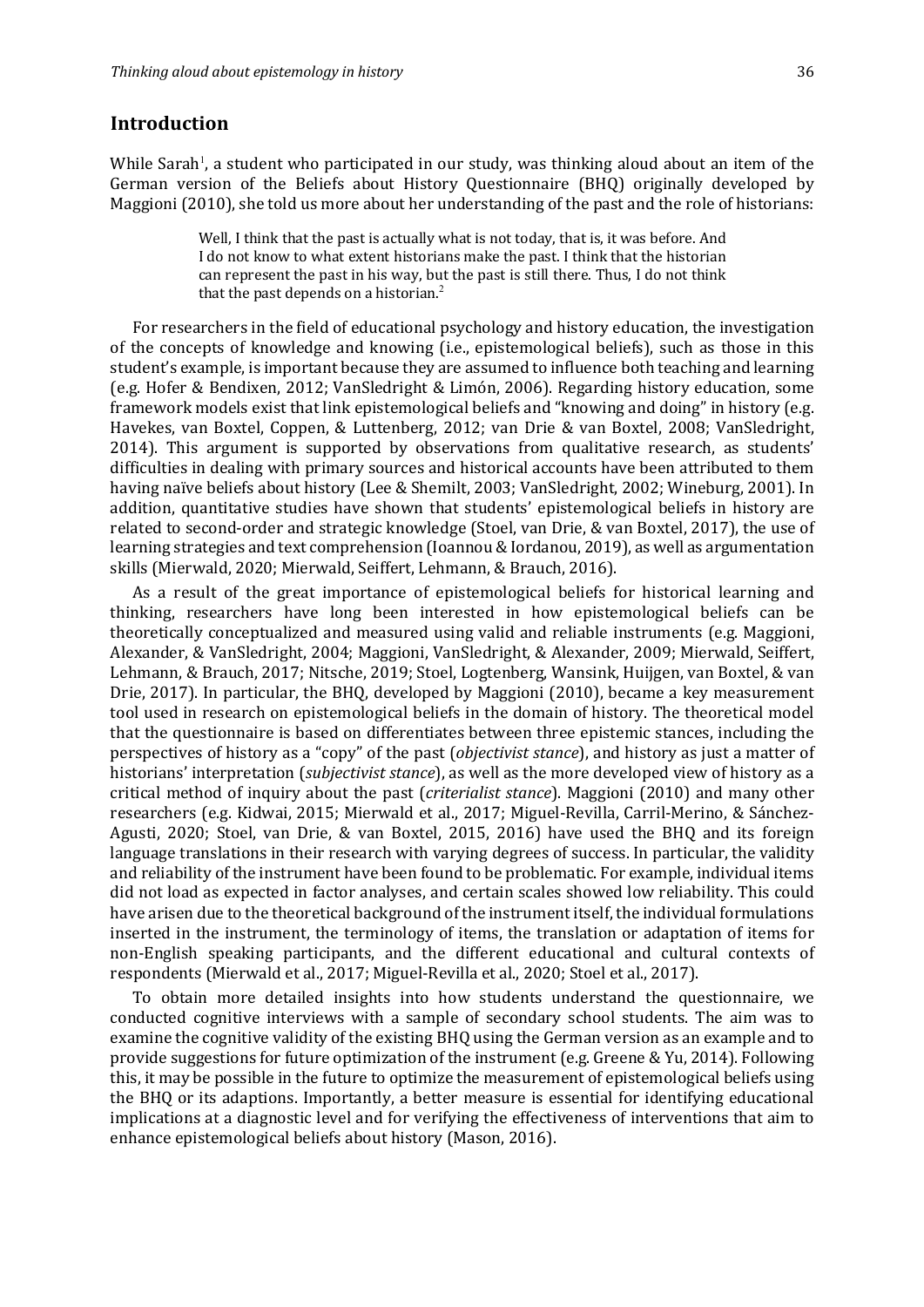## Introduction

While Sarah[1], a student who participated in our study, was thinking aloud about an item of the German version of the Beliefs about History Questionnaire (BHQ) originally developed by Maggioni (2010), she told us more about her understanding of the past and the role of historians:

> Well, I think that the past is actually what is not today, that is, it was before. And I do not know to what extent historians make the past. I think that the historian can represent the past in his way, but the past is still there. Thus, I do not think that the past depends on a historian.[2]

For researchers in the field of educational psychology and history education, the investigation of the concepts of knowledge and knowing (i.e., epistemological beliefs), such as those in this student's example, is important because they are assumed to influence both teaching and learning (e.g. Hofer & Bendixen, 2012; VanSledright & Limón, 2006). Regarding history education, some framework models exist that link epistemological beliefs and "knowing and doing" in history (e.g. Havekes, van Boxtel, Coppen, & Luttenberg, 2012; van Drie & van Boxtel, 2008; VanSledright, 2014). This argument is supported by observations from qualitative research, as students' difficulties in dealing with primary sources and historical accounts have been attributed to them having naïve beliefs about history (Lee & Shemilt, 2003; VanSledright, 2002; Wineburg, 2001). In addition, quantitative studies have shown that students' epistemological beliefs in history are related to second-order and strategic knowledge (Stoel, van Drie, & van Boxtel, 2017), the use of learning strategies and text comprehension (Ioannou & Iordanou, 2019), as well as argumentation skills (Mierwald, 2020; Mierwald, Seiffert, Lehmann, & Brauch, 2016).

As a result of the great importance of epistemological beliefs for historical learning and thinking, researchers have long been interested in how epistemological beliefs can be theoretically conceptualized and measured using valid and reliable instruments (e.g. Maggioni, Alexander, & VanSledright, 2004; Maggioni, VanSledright, & Alexander, 2009; Mierwald, Seiffert, Lehmann, & Brauch, 2017; Nitsche, 2019; Stoel, Logtenberg, Wansink, Huijgen, van Boxtel, & van Drie, 2017). In particular, the BHQ, developed by Maggioni (2010), became a key measurement tool used in research on epistemological beliefs in the domain of history. The theoretical model that the questionnaire is based on differentiates between three epistemic stances, including the perspectives of history as a "copy" of the past (*objectivist stance*), and history as just a matter of historians' interpretation (*subjectivist stance*), as well as the more developed view of history as a critical method of inquiry about the past (*criterialist stance*). Maggioni (2010) and many other researchers (e.g. Kidwai, 2015; Mierwald et al., 2017; Miguel-Revilla, Carril-Merino, & Sánchez-Agusti, 2020; Stoel, van Drie, & van Boxtel, 2015, 2016) have used the BHQ and its foreign language translations in their research with varying degrees of success. In particular, the validity and reliability of the instrument have been found to be problematic. For example, individual items did not load as expected in factor analyses, and certain scales showed low reliability. This could have arisen due to the theoretical background of the instrument itself, the individual formulations inserted in the instrument, the terminology of items, the translation or adaptation of items for non-English speaking participants, and the different educational and cultural contexts of respondents (Mierwald et al., 2017; Miguel-Revilla et al., 2020; Stoel et al., 2017).

To obtain more detailed insights into how students understand the questionnaire, we conducted cognitive interviews with a sample of secondary school students. The aim was to examine the cognitive validity of the existing BHQ using the German version as an example and to provide suggestions for future optimization of the instrument (e.g. Greene & Yu, 2014). Following this, it may be possible in the future to optimize the measurement of epistemological beliefs using the BHQ or its adaptions. Importantly, a better measure is essential for identifying educational implications at a diagnostic level and for verifying the effectiveness of interventions that aim to enhance epistemological beliefs about history (Mason, 2016).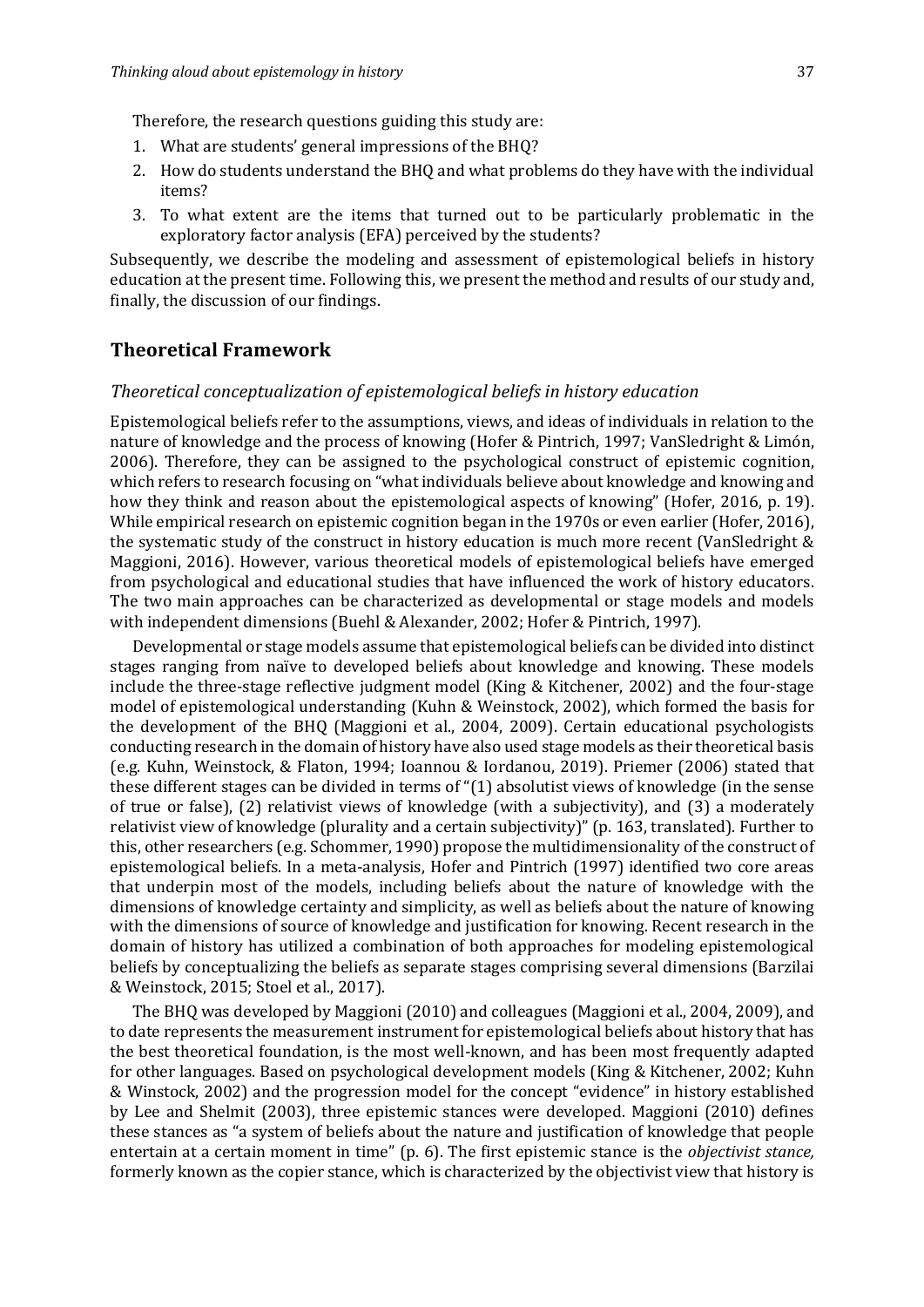Therefore, the research questions guiding this study are:

1. What are students' general impressions of the BHQ?
2. How do students understand the BHQ and what problems do they have with the individual items?
3. To what extent are the items that turned out to be particularly problematic in the exploratory factor analysis (EFA) perceived by the students?

Subsequently, we describe the modeling and assessment of epistemological beliefs in history education at the present time. Following this, we present the method and results of our study and, finally, the discussion of our findings.

## Theoretical Framework

### *Theoretical conceptualization of epistemological beliefs in history education*

Epistemological beliefs refer to the assumptions, views, and ideas of individuals in relation to the nature of knowledge and the process of knowing (Hofer & Pintrich, 1997; VanSledright & Limón, 2006). Therefore, they can be assigned to the psychological construct of epistemic cognition, which refers to research focusing on "what individuals believe about knowledge and knowing and how they think and reason about the epistemological aspects of knowing" (Hofer, 2016, p. 19). While empirical research on epistemic cognition began in the 1970s or even earlier (Hofer, 2016), the systematic study of the construct in history education is much more recent (VanSledright & Maggioni, 2016). However, various theoretical models of epistemological beliefs have emerged from psychological and educational studies that have influenced the work of history educators. The two main approaches can be characterized as developmental or stage models and models with independent dimensions (Buehl & Alexander, 2002; Hofer & Pintrich, 1997).

Developmental or stage models assume that epistemological beliefs can be divided into distinct stages ranging from naïve to developed beliefs about knowledge and knowing. These models include the three-stage reflective judgment model (King & Kitchener, 2002) and the four-stage model of epistemological understanding (Kuhn & Weinstock, 2002), which formed the basis for the development of the BHQ (Maggioni et al., 2004, 2009). Certain educational psychologists conducting research in the domain of history have also used stage models as their theoretical basis (e.g. Kuhn, Weinstock, & Flaton, 1994; Ioannou & Iordanou, 2019). Priemer (2006) stated that these different stages can be divided in terms of "(1) absolutist views of knowledge (in the sense of true or false), (2) relativist views of knowledge (with a subjectivity), and (3) a moderately relativist view of knowledge (plurality and a certain subjectivity)" (p. 163, translated). Further to this, other researchers (e.g. Schommer, 1990) propose the multidimensionality of the construct of epistemological beliefs. In a meta-analysis, Hofer and Pintrich (1997) identified two core areas that underpin most of the models, including beliefs about the nature of knowledge with the dimensions of knowledge certainty and simplicity, as well as beliefs about the nature of knowing with the dimensions of source of knowledge and justification for knowing. Recent research in the domain of history has utilized a combination of both approaches for modeling epistemological beliefs by conceptualizing the beliefs as separate stages comprising several dimensions (Barzilai & Weinstock, 2015; Stoel et al., 2017).

The BHQ was developed by Maggioni (2010) and colleagues (Maggioni et al., 2004, 2009), and to date represents the measurement instrument for epistemological beliefs about history that has the best theoretical foundation, is the most well-known, and has been most frequently adapted for other languages. Based on psychological development models (King & Kitchener, 2002; Kuhn & Winstock, 2002) and the progression model for the concept "evidence" in history established by Lee and Shelmit (2003), three epistemic stances were developed. Maggioni (2010) defines these stances as "a system of beliefs about the nature and justification of knowledge that people entertain at a certain moment in time" (p. 6). The first epistemic stance is the *objectivist stance,* formerly known as the copier stance, which is characterized by the objectivist view that history is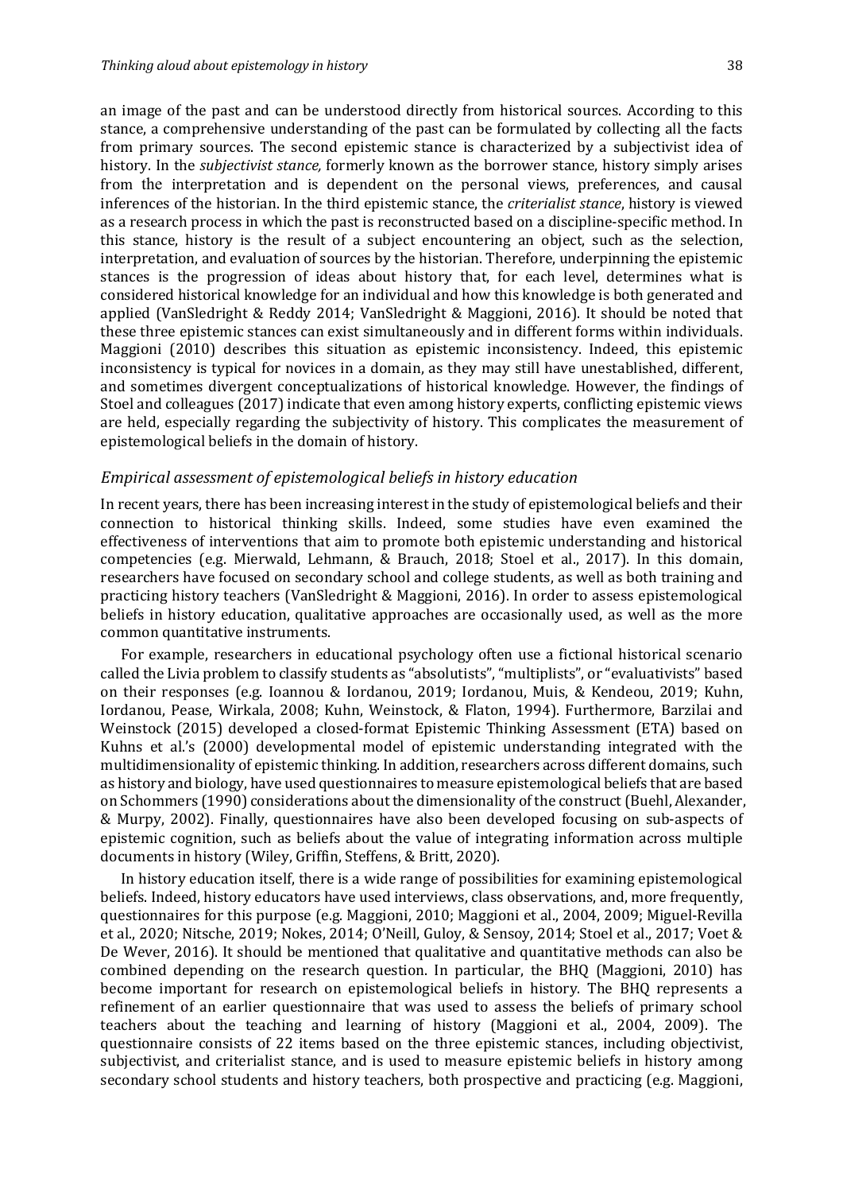an image of the past and can be understood directly from historical sources. According to this stance, a comprehensive understanding of the past can be formulated by collecting all the facts from primary sources. The second epistemic stance is characterized by a subjectivist idea of history. In the *subjectivist stance,* formerly known as the borrower stance, history simply arises from the interpretation and is dependent on the personal views, preferences, and causal inferences of the historian. In the third epistemic stance, the *criterialist stance*, history is viewed as a research process in which the past is reconstructed based on a discipline-specific method. In this stance, history is the result of a subject encountering an object, such as the selection, interpretation, and evaluation of sources by the historian. Therefore, underpinning the epistemic stances is the progression of ideas about history that, for each level, determines what is considered historical knowledge for an individual and how this knowledge is both generated and applied (VanSledright & Reddy 2014; VanSledright & Maggioni, 2016). It should be noted that these three epistemic stances can exist simultaneously and in different forms within individuals. Maggioni (2010) describes this situation as epistemic inconsistency. Indeed, this epistemic inconsistency is typical for novices in a domain, as they may still have unestablished, different, and sometimes divergent conceptualizations of historical knowledge. However, the findings of Stoel and colleagues (2017) indicate that even among history experts, conflicting epistemic views are held, especially regarding the subjectivity of history. This complicates the measurement of epistemological beliefs in the domain of history.

### *Empirical assessment of epistemological beliefs in history education*

In recent years, there has been increasing interest in the study of epistemological beliefs and their connection to historical thinking skills. Indeed, some studies have even examined the effectiveness of interventions that aim to promote both epistemic understanding and historical competencies (e.g. Mierwald, Lehmann, & Brauch, 2018; Stoel et al., 2017). In this domain, researchers have focused on secondary school and college students, as well as both training and practicing history teachers (VanSledright & Maggioni, 2016). In order to assess epistemological beliefs in history education, qualitative approaches are occasionally used, as well as the more common quantitative instruments.

For example, researchers in educational psychology often use a fictional historical scenario called the Livia problem to classify students as "absolutists", "multiplists", or "evaluativists" based on their responses (e.g. Ioannou & Iordanou, 2019; Iordanou, Muis, & Kendeou, 2019; Kuhn, Iordanou, Pease, Wirkala, 2008; Kuhn, Weinstock, & Flaton, 1994). Furthermore, Barzilai and Weinstock (2015) developed a closed-format Epistemic Thinking Assessment (ETA) based on Kuhns et al.'s (2000) developmental model of epistemic understanding integrated with the multidimensionality of epistemic thinking. In addition, researchers across different domains, such as history and biology, have used questionnaires to measure epistemological beliefs that are based on Schommers (1990) considerations about the dimensionality of the construct (Buehl, Alexander, & Murpy, 2002). Finally, questionnaires have also been developed focusing on sub-aspects of epistemic cognition, such as beliefs about the value of integrating information across multiple documents in history (Wiley, Griffin, Steffens, & Britt, 2020).

In history education itself, there is a wide range of possibilities for examining epistemological beliefs. Indeed, history educators have used interviews, class observations, and, more frequently, questionnaires for this purpose (e.g. Maggioni, 2010; Maggioni et al., 2004, 2009; Miguel-Revilla et al., 2020; Nitsche, 2019; Nokes, 2014; O'Neill, Guloy, & Sensoy, 2014; Stoel et al., 2017; Voet & De Wever, 2016). It should be mentioned that qualitative and quantitative methods can also be combined depending on the research question. In particular, the BHQ (Maggioni, 2010) has become important for research on epistemological beliefs in history. The BHQ represents a refinement of an earlier questionnaire that was used to assess the beliefs of primary school teachers about the teaching and learning of history (Maggioni et al., 2004, 2009). The questionnaire consists of 22 items based on the three epistemic stances, including objectivist, subjectivist, and criterialist stance, and is used to measure epistemic beliefs in history among secondary school students and history teachers, both prospective and practicing (e.g. Maggioni,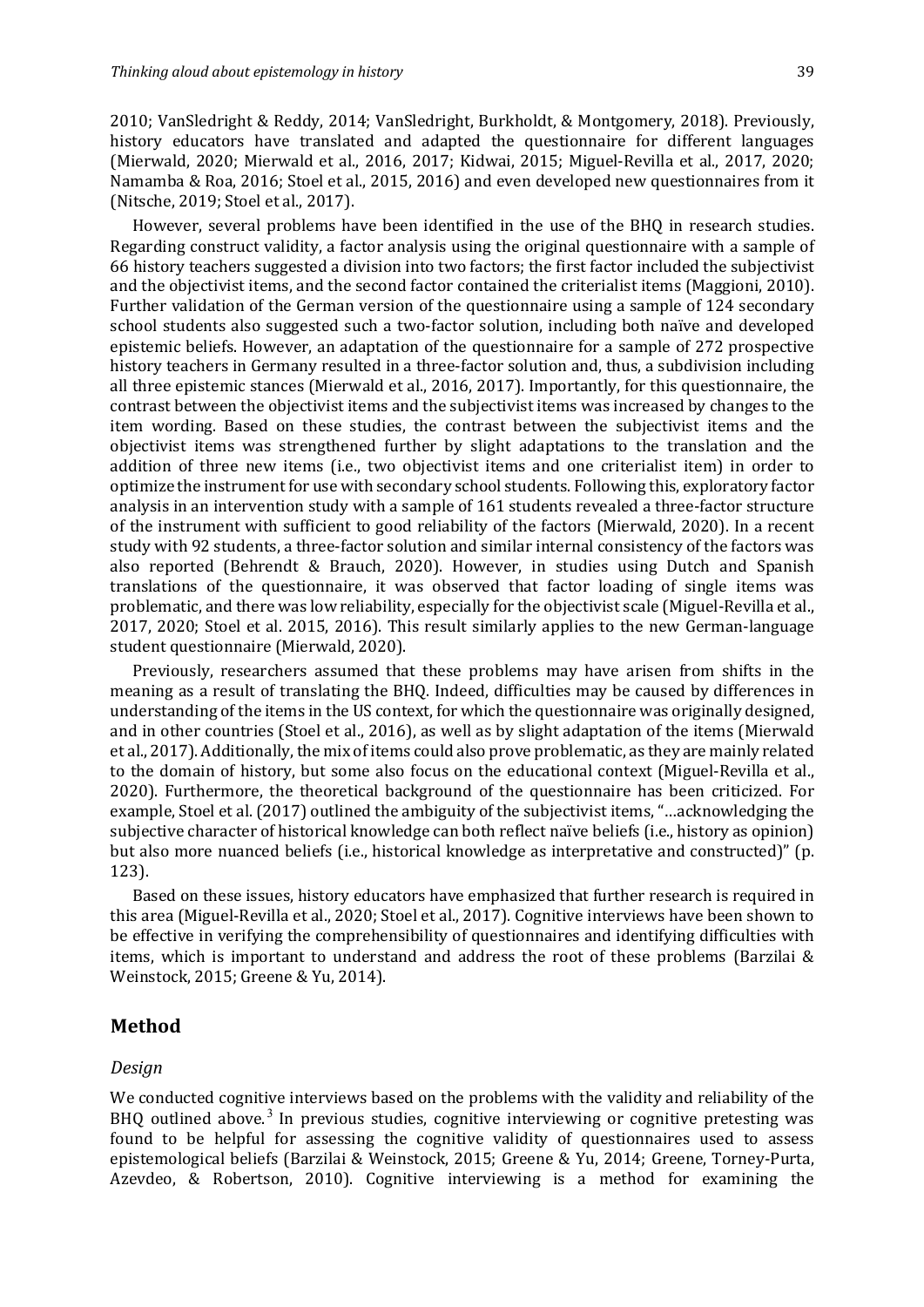2010; VanSledright & Reddy, 2014; VanSledright, Burkholdt, & Montgomery, 2018). Previously, history educators have translated and adapted the questionnaire for different languages (Mierwald, 2020; Mierwald et al., 2016, 2017; Kidwai, 2015; Miguel-Revilla et al., 2017, 2020; Namamba & Roa, 2016; Stoel et al., 2015, 2016) and even developed new questionnaires from it (Nitsche, 2019; Stoel et al., 2017).

However, several problems have been identified in the use of the BHQ in research studies. Regarding construct validity, a factor analysis using the original questionnaire with a sample of 66 history teachers suggested a division into two factors; the first factor included the subjectivist and the objectivist items, and the second factor contained the criterialist items (Maggioni, 2010). Further validation of the German version of the questionnaire using a sample of 124 secondary school students also suggested such a two-factor solution, including both naïve and developed epistemic beliefs. However, an adaptation of the questionnaire for a sample of 272 prospective history teachers in Germany resulted in a three-factor solution and, thus, a subdivision including all three epistemic stances (Mierwald et al., 2016, 2017). Importantly, for this questionnaire, the contrast between the objectivist items and the subjectivist items was increased by changes to the item wording. Based on these studies, the contrast between the subjectivist items and the objectivist items was strengthened further by slight adaptations to the translation and the addition of three new items (i.e., two objectivist items and one criterialist item) in order to optimize the instrument for use with secondary school students. Following this, exploratory factor analysis in an intervention study with a sample of 161 students revealed a three-factor structure of the instrument with sufficient to good reliability of the factors (Mierwald, 2020). In a recent study with 92 students, a three-factor solution and similar internal consistency of the factors was also reported (Behrendt & Brauch, 2020). However, in studies using Dutch and Spanish translations of the questionnaire, it was observed that factor loading of single items was problematic, and there was low reliability, especially for the objectivist scale (Miguel-Revilla et al., 2017, 2020; Stoel et al. 2015, 2016). This result similarly applies to the new German-language student questionnaire (Mierwald, 2020).

Previously, researchers assumed that these problems may have arisen from shifts in the meaning as a result of translating the BHQ. Indeed, difficulties may be caused by differences in understanding of the items in the US context, for which the questionnaire was originally designed, and in other countries (Stoel et al., 2016), as well as by slight adaptation of the items (Mierwald et al., 2017). Additionally, the mix of items could also prove problematic, as they are mainly related to the domain of history, but some also focus on the educational context (Miguel-Revilla et al., 2020). Furthermore, the theoretical background of the questionnaire has been criticized. For example, Stoel et al. (2017) outlined the ambiguity of the subjectivist items, "…acknowledging the subjective character of historical knowledge can both reflect naïve beliefs (i.e., history as opinion) but also more nuanced beliefs (i.e., historical knowledge as interpretative and constructed)" (p. 123).

Based on these issues, history educators have emphasized that further research is required in this area (Miguel-Revilla et al., 2020; Stoel et al., 2017). Cognitive interviews have been shown to be effective in verifying the comprehensibility of questionnaires and identifying difficulties with items, which is important to understand and address the root of these problems (Barzilai & Weinstock, 2015; Greene & Yu, 2014).

## Method

### *Design*

We conducted cognitive interviews based on the problems with the validity and reliability of the BHQ outlined above.[3] In previous studies, cognitive interviewing or cognitive pretesting was found to be helpful for assessing the cognitive validity of questionnaires used to assess epistemological beliefs (Barzilai & Weinstock, 2015; Greene & Yu, 2014; Greene, Torney-Purta, Azevdeo, & Robertson, 2010). Cognitive interviewing is a method for examining the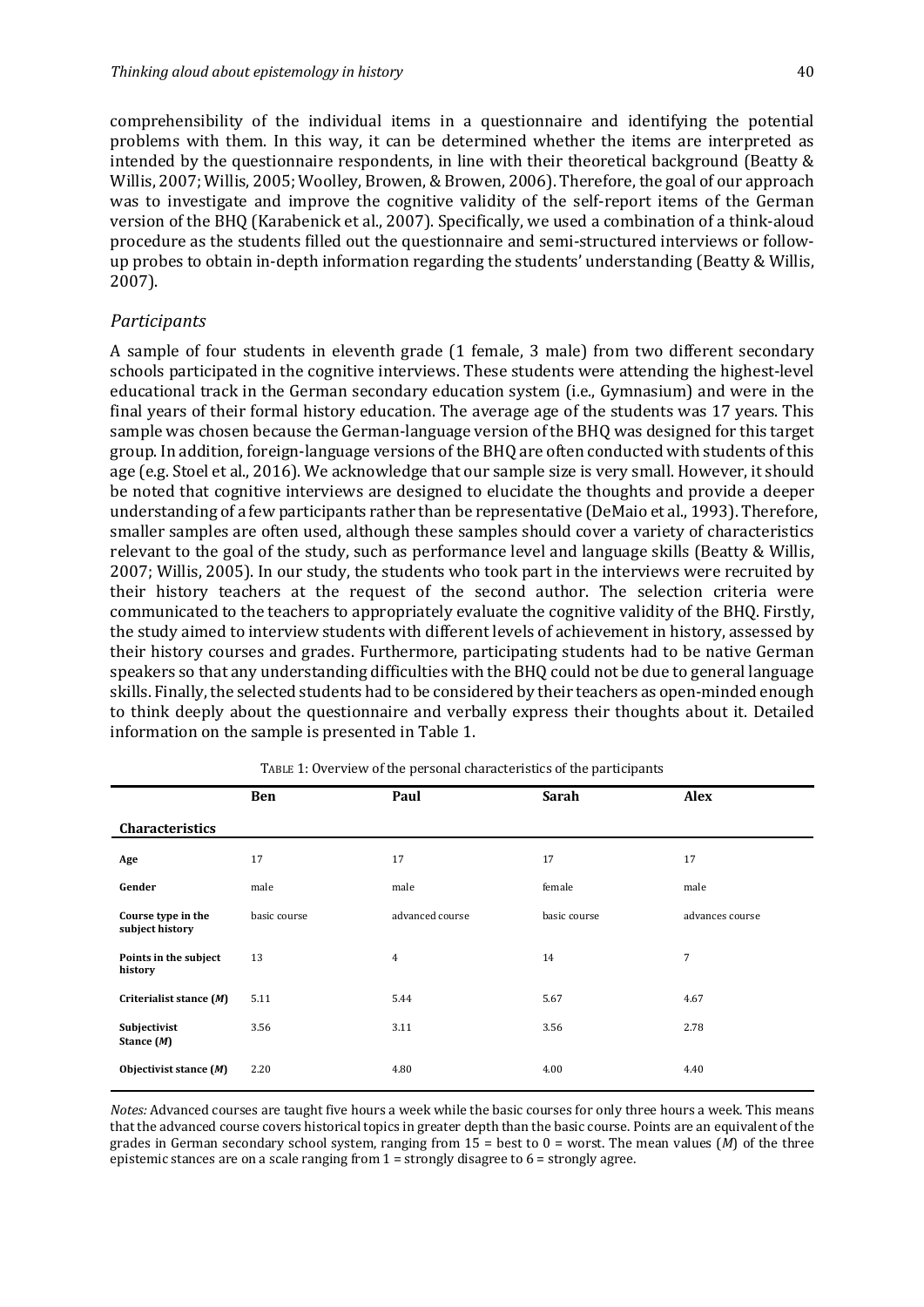comprehensibility of the individual items in a questionnaire and identifying the potential problems with them. In this way, it can be determined whether the items are interpreted as intended by the questionnaire respondents, in line with their theoretical background (Beatty & Willis, 2007; Willis, 2005; Woolley, Browen, & Browen, 2006). Therefore, the goal of our approach was to investigate and improve the cognitive validity of the self-report items of the German version of the BHQ (Karabenick et al., 2007). Specifically, we used a combination of a think-aloud procedure as the students filled out the questionnaire and semi-structured interviews or follow-up probes to obtain in-depth information regarding the students' understanding (Beatty & Willis, 2007).

### *Participants*

A sample of four students in eleventh grade (1 female, 3 male) from two different secondary schools participated in the cognitive interviews. These students were attending the highest-level educational track in the German secondary education system (i.e., Gymnasium) and were in the final years of their formal history education. The average age of the students was 17 years. This sample was chosen because the German-language version of the BHQ was designed for this target group. In addition, foreign-language versions of the BHQ are often conducted with students of this age (e.g. Stoel et al., 2016). We acknowledge that our sample size is very small. However, it should be noted that cognitive interviews are designed to elucidate the thoughts and provide a deeper understanding of a few participants rather than be representative (DeMaio et al., 1993). Therefore, smaller samples are often used, although these samples should cover a variety of characteristics relevant to the goal of the study, such as performance level and language skills (Beatty & Willis, 2007; Willis, 2005). In our study, the students who took part in the interviews were recruited by their history teachers at the request of the second author. The selection criteria were communicated to the teachers to appropriately evaluate the cognitive validity of the BHQ. Firstly, the study aimed to interview students with different levels of achievement in history, assessed by their history courses and grades. Furthermore, participating students had to be native German speakers so that any understanding difficulties with the BHQ could not be due to general language skills. Finally, the selected students had to be considered by their teachers as open-minded enough to think deeply about the questionnaire and verbally express their thoughts about it. Detailed information on the sample is presented in Table 1.

TABLE 1: Overview of the personal characteristics of the participants

| Characteristics | Ben | Paul | Sarah | Alex |
|---|---|---|---|---|
| **Age** | 17 | 17 | 17 | 17 |
| **Gender** | male | male | female | male |
| **Course type in the subject history** | basic course | advanced course | basic course | advances course |
| **Points in the subject history** | 13 | 4 | 14 | 7 |
| **Criterialist stance (*M*)** | 5.11 | 5.44 | 5.67 | 4.67 |
| **Subjectivist Stance (*M*)** | 3.56 | 3.11 | 3.56 | 2.78 |
| **Objectivist stance (*M*)** | 2.20 | 4.80 | 4.00 | 4.40 |

*Notes:* Advanced courses are taught five hours a week while the basic courses for only three hours a week. This means that the advanced course covers historical topics in greater depth than the basic course. Points are an equivalent of the grades in German secondary school system, ranging from 15 = best to 0 = worst. The mean values (*M*) of the three epistemic stances are on a scale ranging from 1 = strongly disagree to 6 = strongly agree.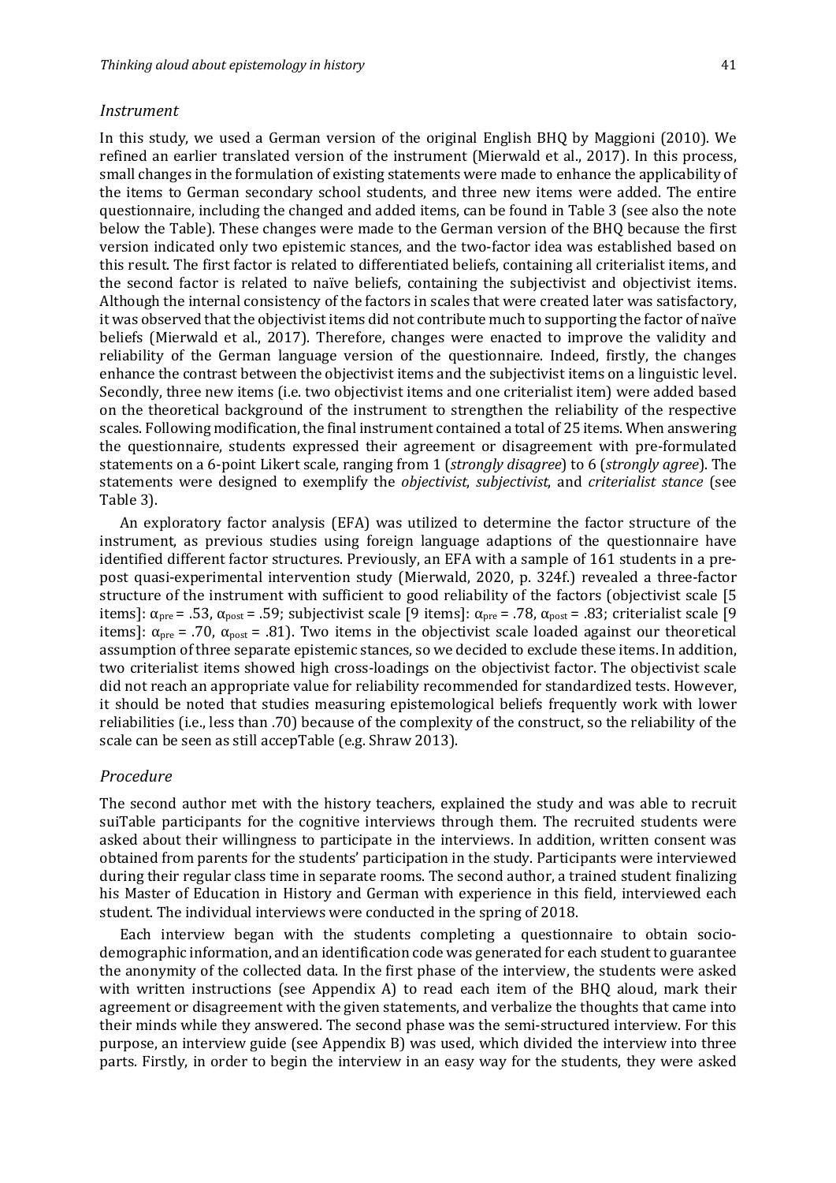### *Instrument*

In this study, we used a German version of the original English BHQ by Maggioni (2010). We refined an earlier translated version of the instrument (Mierwald et al., 2017). In this process, small changes in the formulation of existing statements were made to enhance the applicability of the items to German secondary school students, and three new items were added. The entire questionnaire, including the changed and added items, can be found in Table 3 (see also the note below the Table). These changes were made to the German version of the BHQ because the first version indicated only two epistemic stances, and the two-factor idea was established based on this result. The first factor is related to differentiated beliefs, containing all criterialist items, and the second factor is related to naïve beliefs, containing the subjectivist and objectivist items. Although the internal consistency of the factors in scales that were created later was satisfactory, it was observed that the objectivist items did not contribute much to supporting the factor of naïve beliefs (Mierwald et al., 2017). Therefore, changes were enacted to improve the validity and reliability of the German language version of the questionnaire. Indeed, firstly, the changes enhance the contrast between the objectivist items and the subjectivist items on a linguistic level. Secondly, three new items (i.e. two objectivist items and one criterialist item) were added based on the theoretical background of the instrument to strengthen the reliability of the respective scales. Following modification, the final instrument contained a total of 25 items. When answering the questionnaire, students expressed their agreement or disagreement with pre-formulated statements on a 6-point Likert scale, ranging from 1 (*strongly disagree*) to 6 (*strongly agree*). The statements were designed to exemplify the *objectivist*, *subjectivist*, and *criterialist stance* (see Table 3).

An exploratory factor analysis (EFA) was utilized to determine the factor structure of the instrument, as previous studies using foreign language adaptions of the questionnaire have identified different factor structures. Previously, an EFA with a sample of 161 students in a pre-post quasi-experimental intervention study (Mierwald, 2020, p. 324f.) revealed a three-factor structure of the instrument with sufficient to good reliability of the factors (objectivist scale [5 items]: $\alpha_{pre} = .53$, $\alpha_{post} = .59$; subjectivist scale [9 items]: $\alpha_{pre} = .78$, $\alpha_{post} = .83$; criterialist scale [9 items]: $\alpha_{pre} = .70$, $\alpha_{post} = .81$). Two items in the objectivist scale loaded against our theoretical assumption of three separate epistemic stances, so we decided to exclude these items. In addition, two criterialist items showed high cross-loadings on the objectivist factor. The objectivist scale did not reach an appropriate value for reliability recommended for standardized tests. However, it should be noted that studies measuring epistemological beliefs frequently work with lower reliabilities (i.e., less than .70) because of the complexity of the construct, so the reliability of the scale can be seen as still accepTable (e.g. Shraw 2013).

### *Procedure*

The second author met with the history teachers, explained the study and was able to recruit suiTable participants for the cognitive interviews through them. The recruited students were asked about their willingness to participate in the interviews. In addition, written consent was obtained from parents for the students' participation in the study. Participants were interviewed during their regular class time in separate rooms. The second author, a trained student finalizing his Master of Education in History and German with experience in this field, interviewed each student. The individual interviews were conducted in the spring of 2018.

Each interview began with the students completing a questionnaire to obtain socio-demographic information, and an identification code was generated for each student to guarantee the anonymity of the collected data. In the first phase of the interview, the students were asked with written instructions (see Appendix A) to read each item of the BHQ aloud, mark their agreement or disagreement with the given statements, and verbalize the thoughts that came into their minds while they answered. The second phase was the semi-structured interview. For this purpose, an interview guide (see Appendix B) was used, which divided the interview into three parts. Firstly, in order to begin the interview in an easy way for the students, they were asked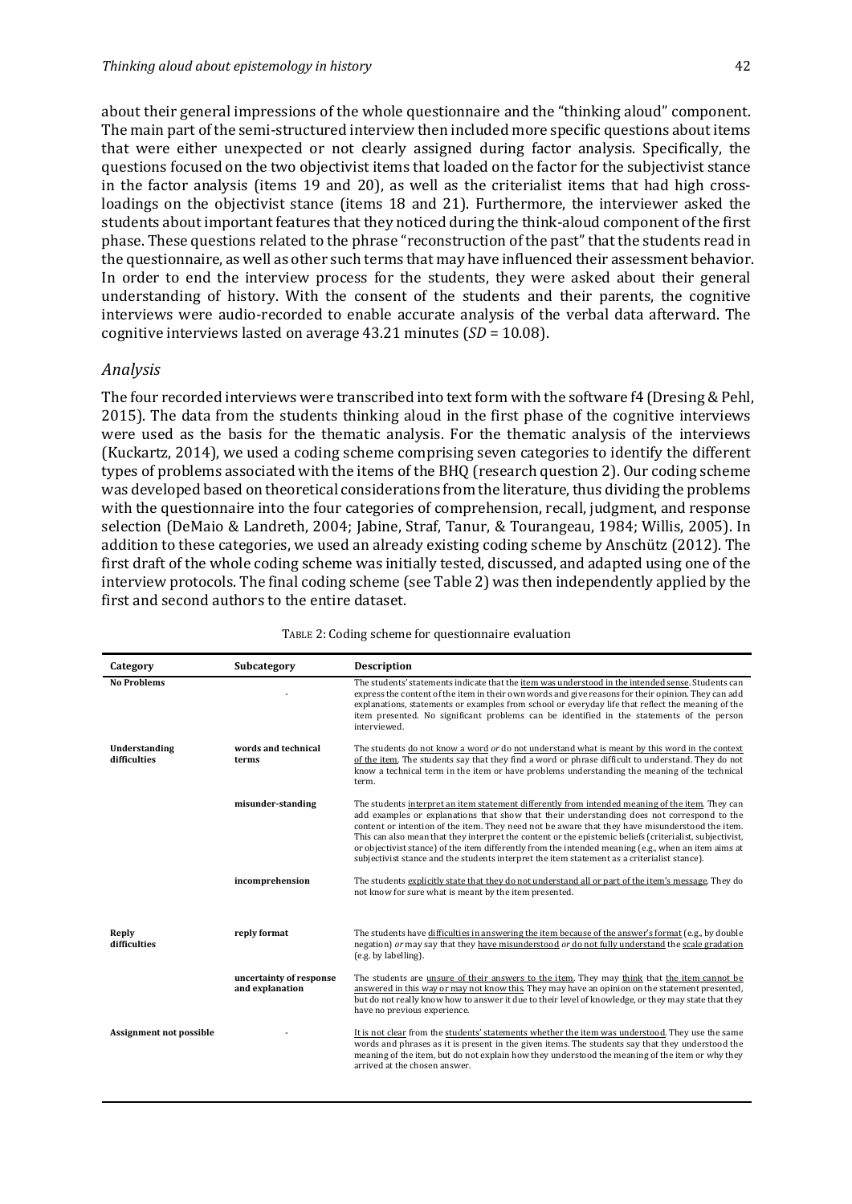about their general impressions of the whole questionnaire and the "thinking aloud" component. The main part of the semi-structured interview then included more specific questions about items that were either unexpected or not clearly assigned during factor analysis. Specifically, the questions focused on the two objectivist items that loaded on the factor for the subjectivist stance in the factor analysis (items 19 and 20), as well as the criterialist items that had high cross-loadings on the objectivist stance (items 18 and 21). Furthermore, the interviewer asked the students about important features that they noticed during the think-aloud component of the first phase. These questions related to the phrase "reconstruction of the past" that the students read in the questionnaire, as well as other such terms that may have influenced their assessment behavior. In order to end the interview process for the students, they were asked about their general understanding of history. With the consent of the students and their parents, the cognitive interviews were audio-recorded to enable accurate analysis of the verbal data afterward. The cognitive interviews lasted on average 43.21 minutes (*SD* = 10.08).

### *Analysis*

The four recorded interviews were transcribed into text form with the software f4 (Dresing & Pehl, 2015). The data from the students thinking aloud in the first phase of the cognitive interviews were used as the basis for the thematic analysis. For the thematic analysis of the interviews (Kuckartz, 2014), we used a coding scheme comprising seven categories to identify the different types of problems associated with the items of the BHQ (research question 2). Our coding scheme was developed based on theoretical considerations from the literature, thus dividing the problems with the questionnaire into the four categories of comprehension, recall, judgment, and response selection (DeMaio & Landreth, 2004; Jabine, Straf, Tanur, & Tourangeau, 1984; Willis, 2005). In addition to these categories, we used an already existing coding scheme by Anschütz (2012). The first draft of the whole coding scheme was initially tested, discussed, and adapted using one of the interview protocols. The final coding scheme (see Table 2) was then independently applied by the first and second authors to the entire dataset.

TABLE 2: Coding scheme for questionnaire evaluation

| Category | Subcategory | Description |
|---|---|---|
| **No Problems** | - | The students' statements indicate that the item was understood in the intended sense. Students can express the content of the item in their own words and give reasons for their opinion. They can add explanations, statements or examples from school or everyday life that reflect the meaning of the item presented. No significant problems can be identified in the statements of the person interviewed. |
| **Understanding difficulties** | **words and technical terms** | The students do not know a word *or* do not understand what is meant by this word in the context of the item. The students say that they find a word or phrase difficult to understand. They do not know a technical term in the item or have problems understanding the meaning of the technical term. |
| | **misunder-standing** | The students interpret an item statement differently from intended meaning of the item. They can add examples or explanations that show that their understanding does not correspond to the content or intention of the item. They need not be aware that they have misunderstood the item. This can also mean that they interpret the content or the epistemic beliefs (criterialist, subjectivist, or objectivist stance) of the item differently from the intended meaning (e.g., when an item aims at subjectivist stance and the students interpret the item statement as a criterialist stance). |
| | **incomprehension** | The students explicitly state that they do not understand all or part of the item's message. They do not know for sure what is meant by the item presented. |
| **Reply difficulties** | **reply format** | The students have difficulties in answering the item because of the answer's format (e.g., by double negation) *or* may say that they have misunderstood *or* do not fully understand the scale gradation (e.g. by labelling). |
| | **uncertainty of response and explanation** | The students are unsure of their answers to the item. They may think that the item cannot be answered in this way or may not know this. They may have an opinion on the statement presented, but do not really know how to answer it due to their level of knowledge, or they may state that they have no previous experience. |
| **Assignment not possible** | - | It is not clear from the students' statements whether the item was understood. They use the same words and phrases as it is present in the given items. The students say that they understood the meaning of the item, but do not explain how they understood the meaning of the item or why they arrived at the chosen answer. |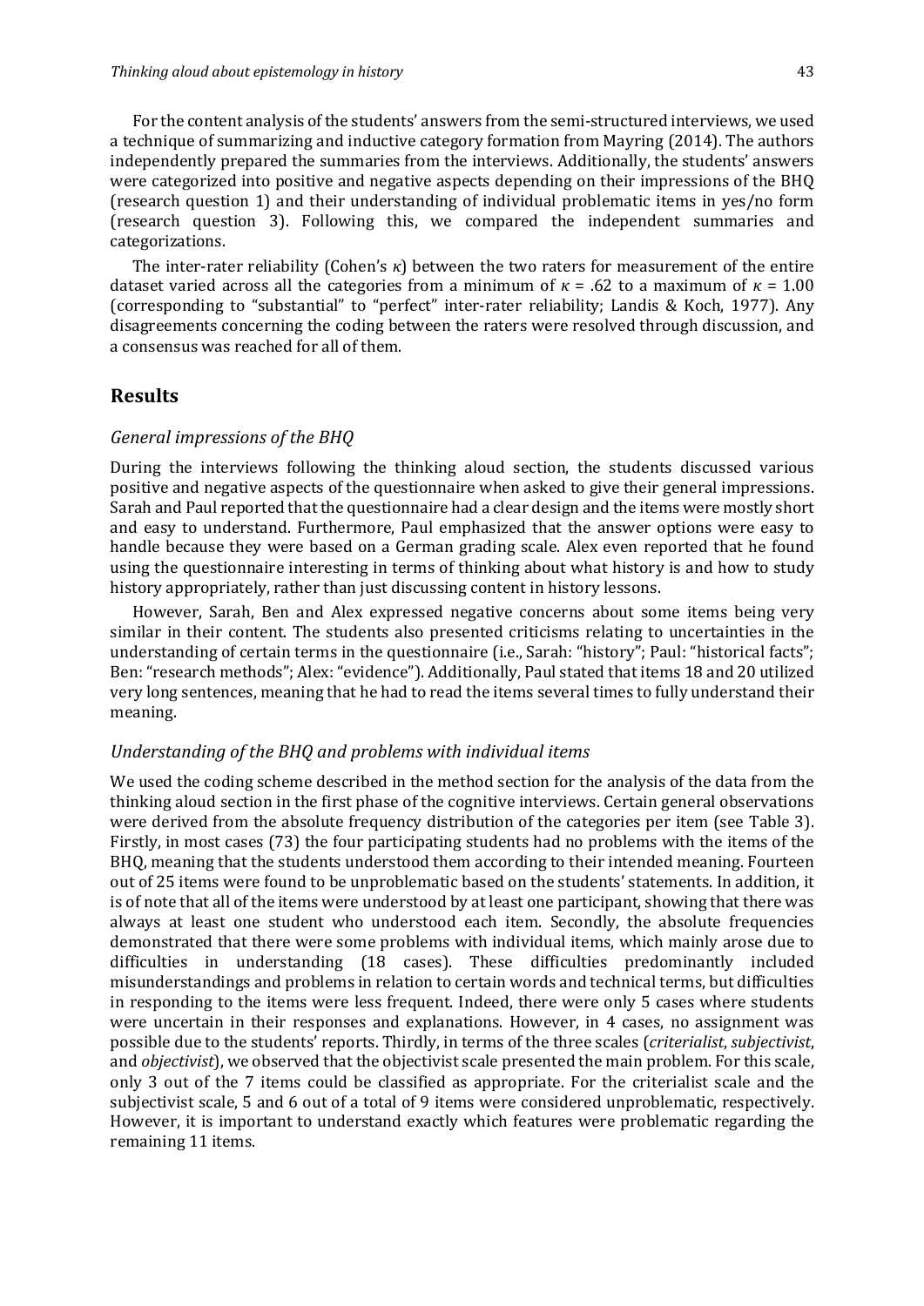For the content analysis of the students' answers from the semi-structured interviews, we used a technique of summarizing and inductive category formation from Mayring (2014). The authors independently prepared the summaries from the interviews. Additionally, the students' answers were categorized into positive and negative aspects depending on their impressions of the BHQ (research question 1) and their understanding of individual problematic items in yes/no form (research question 3). Following this, we compared the independent summaries and categorizations.

The inter-rater reliability (Cohen's $\kappa$) between the two raters for measurement of the entire dataset varied across all the categories from a minimum of $\kappa = .62$ to a maximum of $\kappa = 1.00$ (corresponding to "substantial" to "perfect" inter-rater reliability; Landis & Koch, 1977). Any disagreements concerning the coding between the raters were resolved through discussion, and a consensus was reached for all of them.

## Results

### General impressions of the BHQ

During the interviews following the thinking aloud section, the students discussed various positive and negative aspects of the questionnaire when asked to give their general impressions. Sarah and Paul reported that the questionnaire had a clear design and the items were mostly short and easy to understand. Furthermore, Paul emphasized that the answer options were easy to handle because they were based on a German grading scale. Alex even reported that he found using the questionnaire interesting in terms of thinking about what history is and how to study history appropriately, rather than just discussing content in history lessons.

However, Sarah, Ben and Alex expressed negative concerns about some items being very similar in their content. The students also presented criticisms relating to uncertainties in the understanding of certain terms in the questionnaire (i.e., Sarah: "history"; Paul: "historical facts"; Ben: "research methods"; Alex: "evidence"). Additionally, Paul stated that items 18 and 20 utilized very long sentences, meaning that he had to read the items several times to fully understand their meaning.

### Understanding of the BHQ and problems with individual items

We used the coding scheme described in the method section for the analysis of the data from the thinking aloud section in the first phase of the cognitive interviews. Certain general observations were derived from the absolute frequency distribution of the categories per item (see Table 3). Firstly, in most cases (73) the four participating students had no problems with the items of the BHQ, meaning that the students understood them according to their intended meaning. Fourteen out of 25 items were found to be unproblematic based on the students' statements. In addition, it is of note that all of the items were understood by at least one participant, showing that there was always at least one student who understood each item. Secondly, the absolute frequencies demonstrated that there were some problems with individual items, which mainly arose due to difficulties in understanding (18 cases). These difficulties predominantly included misunderstandings and problems in relation to certain words and technical terms, but difficulties in responding to the items were less frequent. Indeed, there were only 5 cases where students were uncertain in their responses and explanations. However, in 4 cases, no assignment was possible due to the students' reports. Thirdly, in terms of the three scales (*criterialist*, *subjectivist*, and *objectivist*), we observed that the objectivist scale presented the main problem. For this scale, only 3 out of the 7 items could be classified as appropriate. For the criterialist scale and the subjectivist scale, 5 and 6 out of a total of 9 items were considered unproblematic, respectively. However, it is important to understand exactly which features were problematic regarding the remaining 11 items.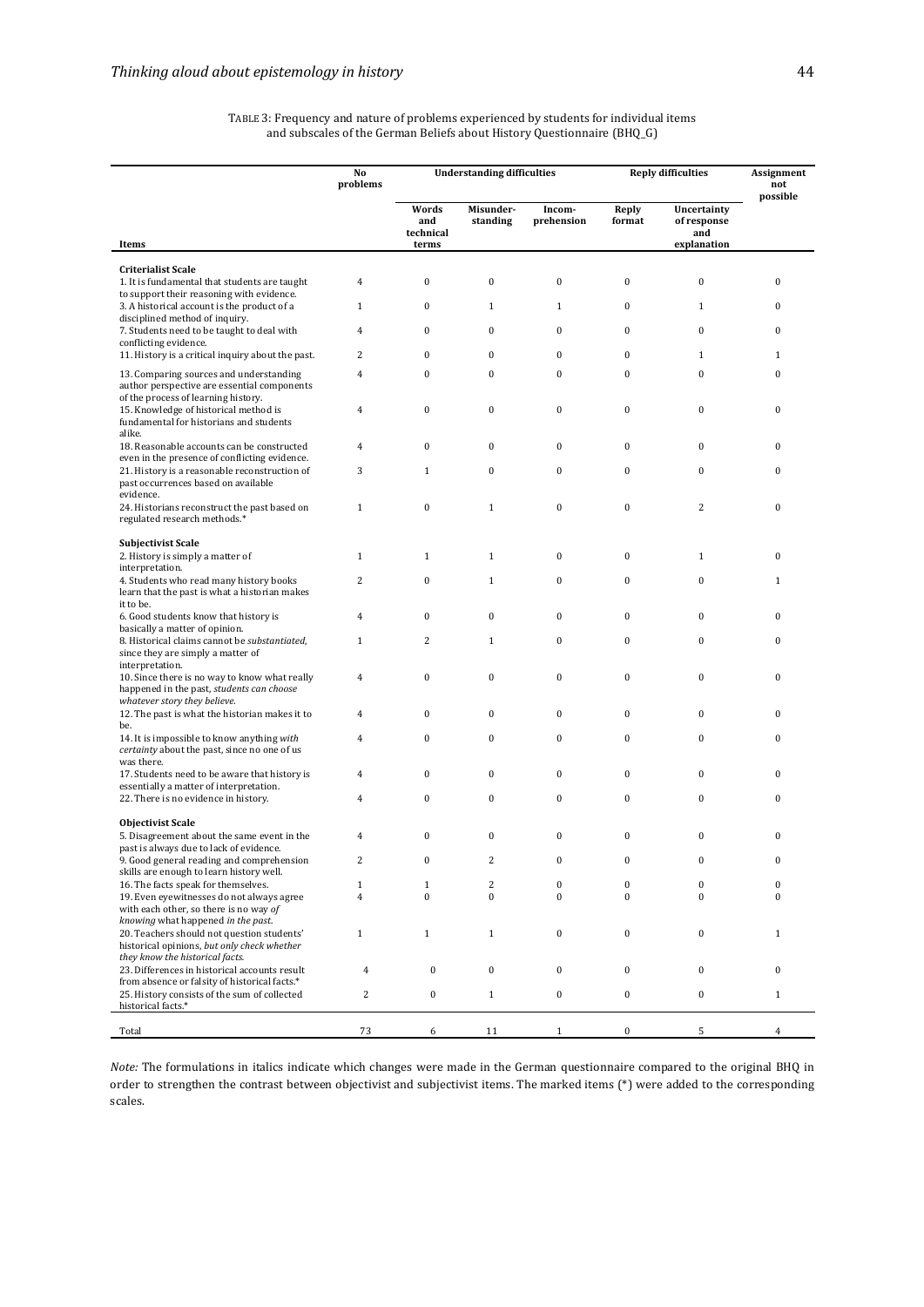TABLE 3: Frequency and nature of problems experienced by students for individual items and subscales of the German Beliefs about History Questionnaire (BHQ_G)

| Items | No problems | Understanding difficulties | | | Reply difficulties | | Assignment not possible |
|---|---|---|---|---|---|---|---|
| | | Words and technical terms | Misunder-standing | Incom-prehension | Reply format | Uncertainty of response and explanation | |
| **Criterialist Scale** | | | | | | | |
| 1. It is fundamental that students are taught to support their reasoning with evidence. | 4 | 0 | 0 | 0 | 0 | 0 | 0 |
| 3. A historical account is the product of a disciplined method of inquiry. | 1 | 0 | 1 | 1 | 0 | 1 | 0 |
| 7. Students need to be taught to deal with conflicting evidence. | 4 | 0 | 0 | 0 | 0 | 0 | 0 |
| 11. History is a critical inquiry about the past. | 2 | 0 | 0 | 0 | 0 | 1 | 1 |
| 13. Comparing sources and understanding author perspective are essential components of the process of learning history. | 4 | 0 | 0 | 0 | 0 | 0 | 0 |
| 15. Knowledge of historical method is fundamental for historians and students alike. | 4 | 0 | 0 | 0 | 0 | 0 | 0 |
| 18. Reasonable accounts can be constructed even in the presence of conflicting evidence. | 4 | 0 | 0 | 0 | 0 | 0 | 0 |
| 21. History is a reasonable reconstruction of past occurrences based on available evidence. | 3 | 1 | 0 | 0 | 0 | 0 | 0 |
| 24. Historians reconstruct the past based on regulated research methods.* | 1 | 0 | 1 | 0 | 0 | 2 | 0 |
| **Subjectivist Scale** | | | | | | | |
| 2. History is simply a matter of interpretation. | 1 | 1 | 1 | 0 | 0 | 1 | 0 |
| 4. Students who read many history books learn that the past is what a historian makes it to be. | 2 | 0 | 1 | 0 | 0 | 0 | 1 |
| 6. Good students know that history is basically a matter of opinion. | 4 | 0 | 0 | 0 | 0 | 0 | 0 |
| 8. Historical claims cannot be *substantiated*, since they are simply a matter of interpretation. | 1 | 2 | 1 | 0 | 0 | 0 | 0 |
| 10. Since there is no way to know what really happened in the past, *students can choose whatever story they believe.* | 4 | 0 | 0 | 0 | 0 | 0 | 0 |
| 12. The past is what the historian makes it to be. | 4 | 0 | 0 | 0 | 0 | 0 | 0 |
| 14. It is impossible to know anything *with certainty* about the past, since no one of us was there. | 4 | 0 | 0 | 0 | 0 | 0 | 0 |
| 17. Students need to be aware that history is essentially a matter of interpretation. | 4 | 0 | 0 | 0 | 0 | 0 | 0 |
| 22. There is no evidence in history. | 4 | 0 | 0 | 0 | 0 | 0 | 0 |
| **Objectivist Scale** | | | | | | | |
| 5. Disagreement about the same event in the past is always due to lack of evidence. | 4 | 0 | 0 | 0 | 0 | 0 | 0 |
| 9. Good general reading and comprehension skills are enough to learn history well. | 2 | 0 | 2 | 0 | 0 | 0 | 0 |
| 16. The facts speak for themselves. | 1 | 1 | 2 | 0 | 0 | 0 | 0 |
| 19. Even eyewitnesses do not always agree with each other, so there is no way *of knowing* what happened *in the past*. | 4 | 0 | 0 | 0 | 0 | 0 | 0 |
| 20. Teachers should not question students' historical opinions, *but only check whether they know the historical facts.* | 1 | 1 | 1 | 0 | 0 | 0 | 1 |
| 23. Differences in historical accounts result from absence or falsity of historical facts.* | 4 | 0 | 0 | 0 | 0 | 0 | 0 |
| 25. History consists of the sum of collected historical facts.* | 2 | 0 | 1 | 0 | 0 | 0 | 1 |
| Total | 73 | 6 | 11 | 1 | 0 | 5 | 4 |

*Note:* The formulations in italics indicate which changes were made in the German questionnaire compared to the original BHQ in order to strengthen the contrast between objectivist and subjectivist items. The marked items (*) were added to the corresponding scales.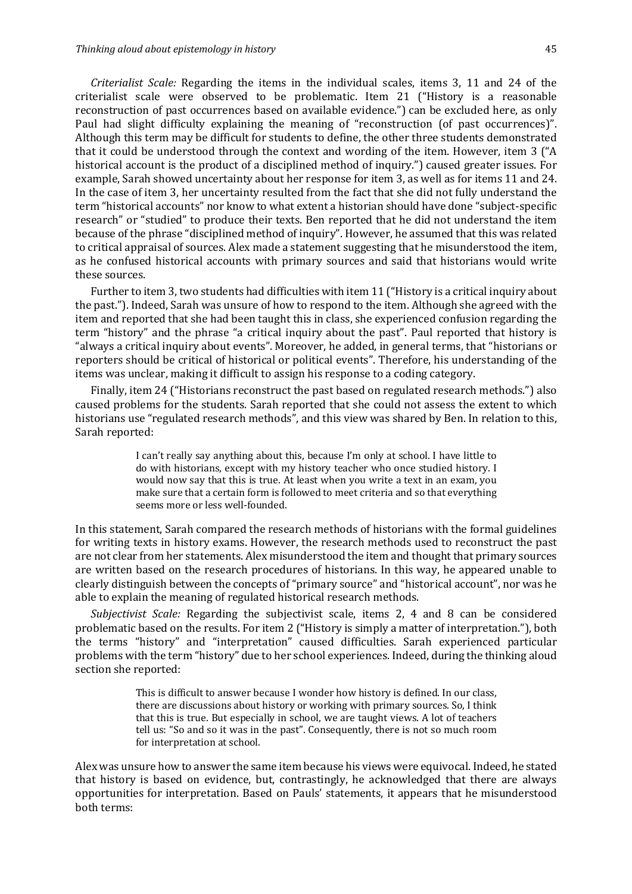*Criterialist Scale:* Regarding the items in the individual scales, items 3, 11 and 24 of the criterialist scale were observed to be problematic. Item 21 ("History is a reasonable reconstruction of past occurrences based on available evidence.") can be excluded here, as only Paul had slight difficulty explaining the meaning of "reconstruction (of past occurrences)". Although this term may be difficult for students to define, the other three students demonstrated that it could be understood through the context and wording of the item. However, item 3 ("A historical account is the product of a disciplined method of inquiry.") caused greater issues. For example, Sarah showed uncertainty about her response for item 3, as well as for items 11 and 24. In the case of item 3, her uncertainty resulted from the fact that she did not fully understand the term "historical accounts" nor know to what extent a historian should have done "subject-specific research" or "studied" to produce their texts. Ben reported that he did not understand the item because of the phrase "disciplined method of inquiry". However, he assumed that this was related to critical appraisal of sources. Alex made a statement suggesting that he misunderstood the item, as he confused historical accounts with primary sources and said that historians would write these sources.

Further to item 3, two students had difficulties with item 11 ("History is a critical inquiry about the past."). Indeed, Sarah was unsure of how to respond to the item. Although she agreed with the item and reported that she had been taught this in class, she experienced confusion regarding the term "history" and the phrase "a critical inquiry about the past". Paul reported that history is "always a critical inquiry about events". Moreover, he added, in general terms, that "historians or reporters should be critical of historical or political events". Therefore, his understanding of the items was unclear, making it difficult to assign his response to a coding category.

Finally, item 24 ("Historians reconstruct the past based on regulated research methods.") also caused problems for the students. Sarah reported that she could not assess the extent to which historians use "regulated research methods", and this view was shared by Ben. In relation to this, Sarah reported:

> I can't really say anything about this, because I'm only at school. I have little to do with historians, except with my history teacher who once studied history. I would now say that this is true. At least when you write a text in an exam, you make sure that a certain form is followed to meet criteria and so that everything seems more or less well-founded.

In this statement, Sarah compared the research methods of historians with the formal guidelines for writing texts in history exams. However, the research methods used to reconstruct the past are not clear from her statements. Alex misunderstood the item and thought that primary sources are written based on the research procedures of historians. In this way, he appeared unable to clearly distinguish between the concepts of "primary source" and "historical account", nor was he able to explain the meaning of regulated historical research methods.

*Subjectivist Scale:* Regarding the subjectivist scale, items 2, 4 and 8 can be considered problematic based on the results. For item 2 ("History is simply a matter of interpretation."), both the terms "history" and "interpretation" caused difficulties. Sarah experienced particular problems with the term "history" due to her school experiences. Indeed, during the thinking aloud section she reported:

> This is difficult to answer because I wonder how history is defined. In our class, there are discussions about history or working with primary sources. So, I think that this is true. But especially in school, we are taught views. A lot of teachers tell us: "So and so it was in the past". Consequently, there is not so much room for interpretation at school.

Alex was unsure how to answer the same item because his views were equivocal. Indeed, he stated that history is based on evidence, but, contrastingly, he acknowledged that there are always opportunities for interpretation. Based on Pauls' statements, it appears that he misunderstood both terms: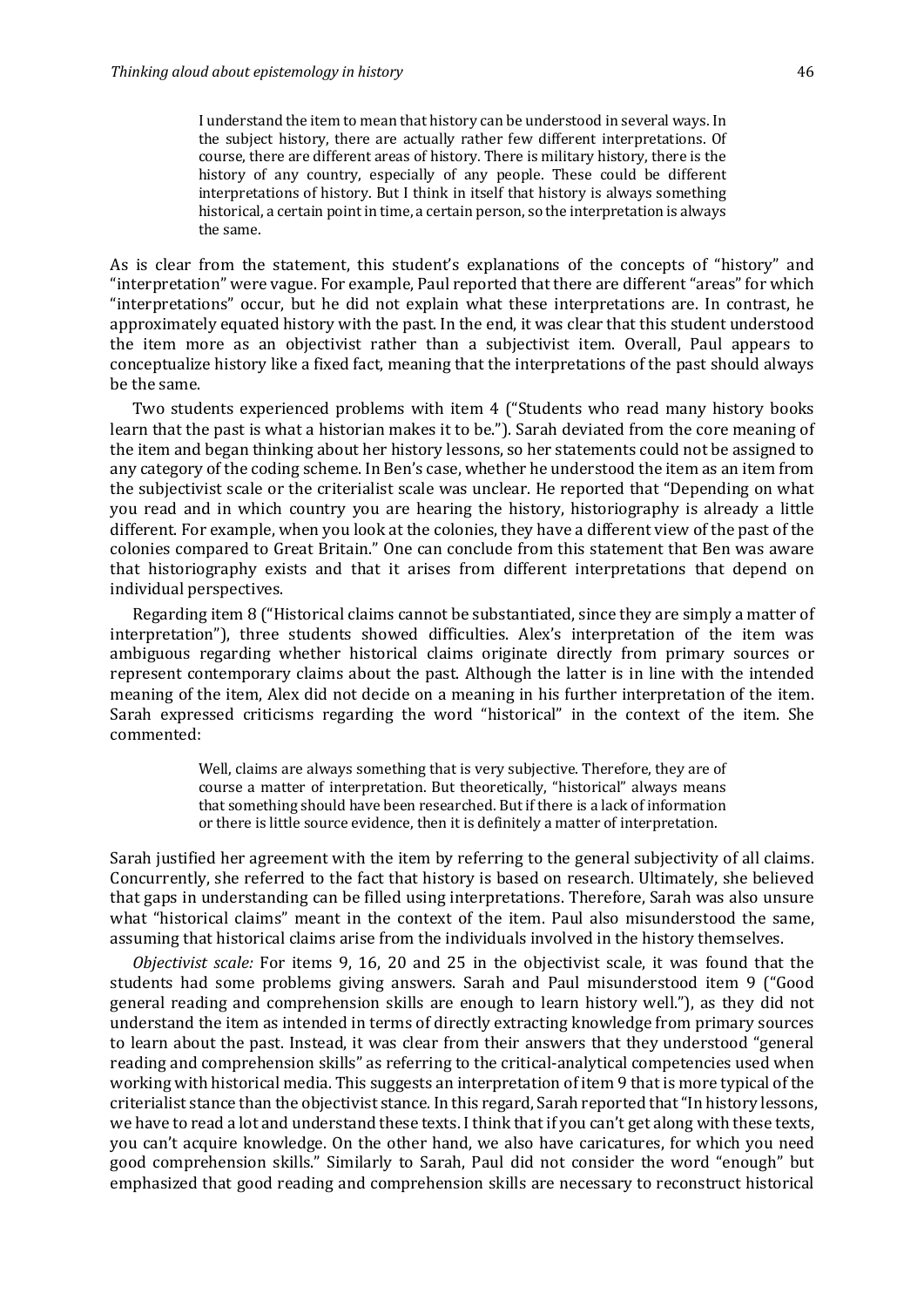> I understand the item to mean that history can be understood in several ways. In the subject history, there are actually rather few different interpretations. Of course, there are different areas of history. There is military history, there is the history of any country, especially of any people. These could be different interpretations of history. But I think in itself that history is always something historical, a certain point in time, a certain person, so the interpretation is always the same.

As is clear from the statement, this student's explanations of the concepts of "history" and "interpretation" were vague. For example, Paul reported that there are different "areas" for which "interpretations" occur, but he did not explain what these interpretations are. In contrast, he approximately equated history with the past. In the end, it was clear that this student understood the item more as an objectivist rather than a subjectivist item. Overall, Paul appears to conceptualize history like a fixed fact, meaning that the interpretations of the past should always be the same.

Two students experienced problems with item 4 ("Students who read many history books learn that the past is what a historian makes it to be."). Sarah deviated from the core meaning of the item and began thinking about her history lessons, so her statements could not be assigned to any category of the coding scheme. In Ben's case, whether he understood the item as an item from the subjectivist scale or the criterialist scale was unclear. He reported that "Depending on what you read and in which country you are hearing the history, historiography is already a little different. For example, when you look at the colonies, they have a different view of the past of the colonies compared to Great Britain." One can conclude from this statement that Ben was aware that historiography exists and that it arises from different interpretations that depend on individual perspectives.

Regarding item 8 ("Historical claims cannot be substantiated, since they are simply a matter of interpretation"), three students showed difficulties. Alex's interpretation of the item was ambiguous regarding whether historical claims originate directly from primary sources or represent contemporary claims about the past. Although the latter is in line with the intended meaning of the item, Alex did not decide on a meaning in his further interpretation of the item. Sarah expressed criticisms regarding the word "historical" in the context of the item. She commented:

> Well, claims are always something that is very subjective. Therefore, they are of course a matter of interpretation. But theoretically, "historical" always means that something should have been researched. But if there is a lack of information or there is little source evidence, then it is definitely a matter of interpretation.

Sarah justified her agreement with the item by referring to the general subjectivity of all claims. Concurrently, she referred to the fact that history is based on research. Ultimately, she believed that gaps in understanding can be filled using interpretations. Therefore, Sarah was also unsure what "historical claims" meant in the context of the item. Paul also misunderstood the same, assuming that historical claims arise from the individuals involved in the history themselves.

*Objectivist scale:* For items 9, 16, 20 and 25 in the objectivist scale, it was found that the students had some problems giving answers. Sarah and Paul misunderstood item 9 ("Good general reading and comprehension skills are enough to learn history well."), as they did not understand the item as intended in terms of directly extracting knowledge from primary sources to learn about the past. Instead, it was clear from their answers that they understood "general reading and comprehension skills" as referring to the critical-analytical competencies used when working with historical media. This suggests an interpretation of item 9 that is more typical of the criterialist stance than the objectivist stance. In this regard, Sarah reported that "In history lessons, we have to read a lot and understand these texts. I think that if you can't get along with these texts, you can't acquire knowledge. On the other hand, we also have caricatures, for which you need good comprehension skills." Similarly to Sarah, Paul did not consider the word "enough" but emphasized that good reading and comprehension skills are necessary to reconstruct historical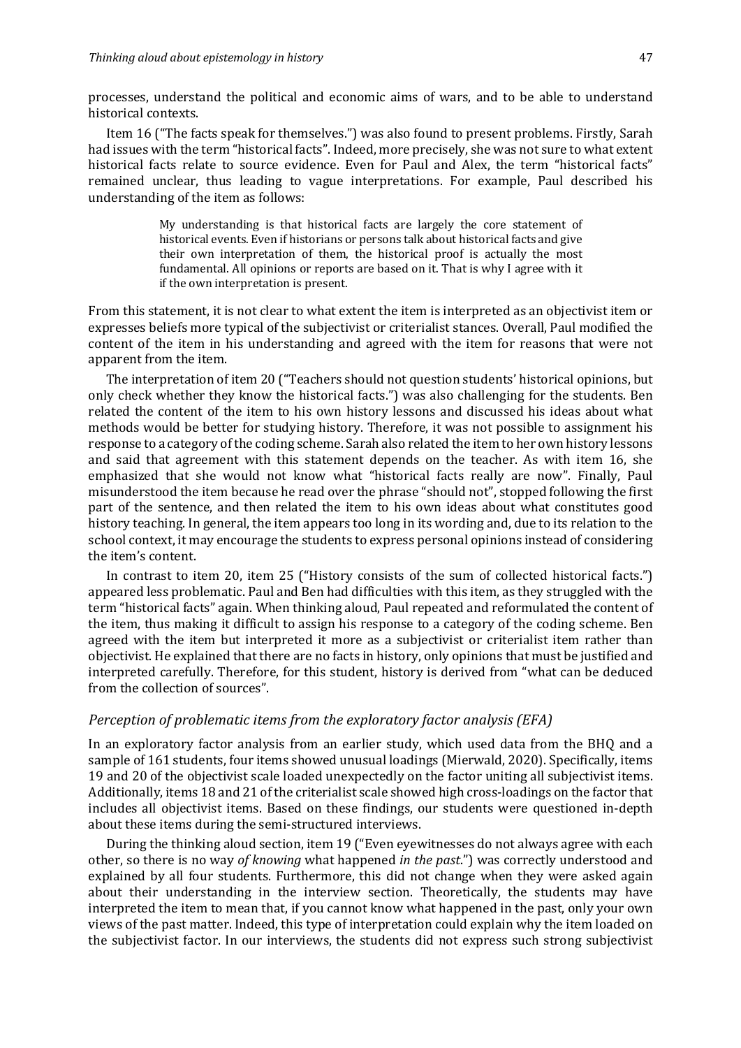processes, understand the political and economic aims of wars, and to be able to understand historical contexts.

Item 16 ("The facts speak for themselves.") was also found to present problems. Firstly, Sarah had issues with the term "historical facts". Indeed, more precisely, she was not sure to what extent historical facts relate to source evidence. Even for Paul and Alex, the term "historical facts" remained unclear, thus leading to vague interpretations. For example, Paul described his understanding of the item as follows:

> My understanding is that historical facts are largely the core statement of historical events. Even if historians or persons talk about historical facts and give their own interpretation of them, the historical proof is actually the most fundamental. All opinions or reports are based on it. That is why I agree with it if the own interpretation is present.

From this statement, it is not clear to what extent the item is interpreted as an objectivist item or expresses beliefs more typical of the subjectivist or criterialist stances. Overall, Paul modified the content of the item in his understanding and agreed with the item for reasons that were not apparent from the item.

The interpretation of item 20 ("Teachers should not question students' historical opinions, but only check whether they know the historical facts.") was also challenging for the students. Ben related the content of the item to his own history lessons and discussed his ideas about what methods would be better for studying history. Therefore, it was not possible to assignment his response to a category of the coding scheme. Sarah also related the item to her own history lessons and said that agreement with this statement depends on the teacher. As with item 16, she emphasized that she would not know what "historical facts really are now". Finally, Paul misunderstood the item because he read over the phrase "should not", stopped following the first part of the sentence, and then related the item to his own ideas about what constitutes good history teaching. In general, the item appears too long in its wording and, due to its relation to the school context, it may encourage the students to express personal opinions instead of considering the item's content.

In contrast to item 20, item 25 ("History consists of the sum of collected historical facts.") appeared less problematic. Paul and Ben had difficulties with this item, as they struggled with the term "historical facts" again. When thinking aloud, Paul repeated and reformulated the content of the item, thus making it difficult to assign his response to a category of the coding scheme. Ben agreed with the item but interpreted it more as a subjectivist or criterialist item rather than objectivist. He explained that there are no facts in history, only opinions that must be justified and interpreted carefully. Therefore, for this student, history is derived from "what can be deduced from the collection of sources".

### *Perception of problematic items from the exploratory factor analysis (EFA)*

In an exploratory factor analysis from an earlier study, which used data from the BHQ and a sample of 161 students, four items showed unusual loadings (Mierwald, 2020). Specifically, items 19 and 20 of the objectivist scale loaded unexpectedly on the factor uniting all subjectivist items. Additionally, items 18 and 21 of the criterialist scale showed high cross-loadings on the factor that includes all objectivist items. Based on these findings, our students were questioned in-depth about these items during the semi-structured interviews.

During the thinking aloud section, item 19 ("Even eyewitnesses do not always agree with each other, so there is no way *of knowing* what happened *in the past*.") was correctly understood and explained by all four students. Furthermore, this did not change when they were asked again about their understanding in the interview section. Theoretically, the students may have interpreted the item to mean that, if you cannot know what happened in the past, only your own views of the past matter. Indeed, this type of interpretation could explain why the item loaded on the subjectivist factor. In our interviews, the students did not express such strong subjectivist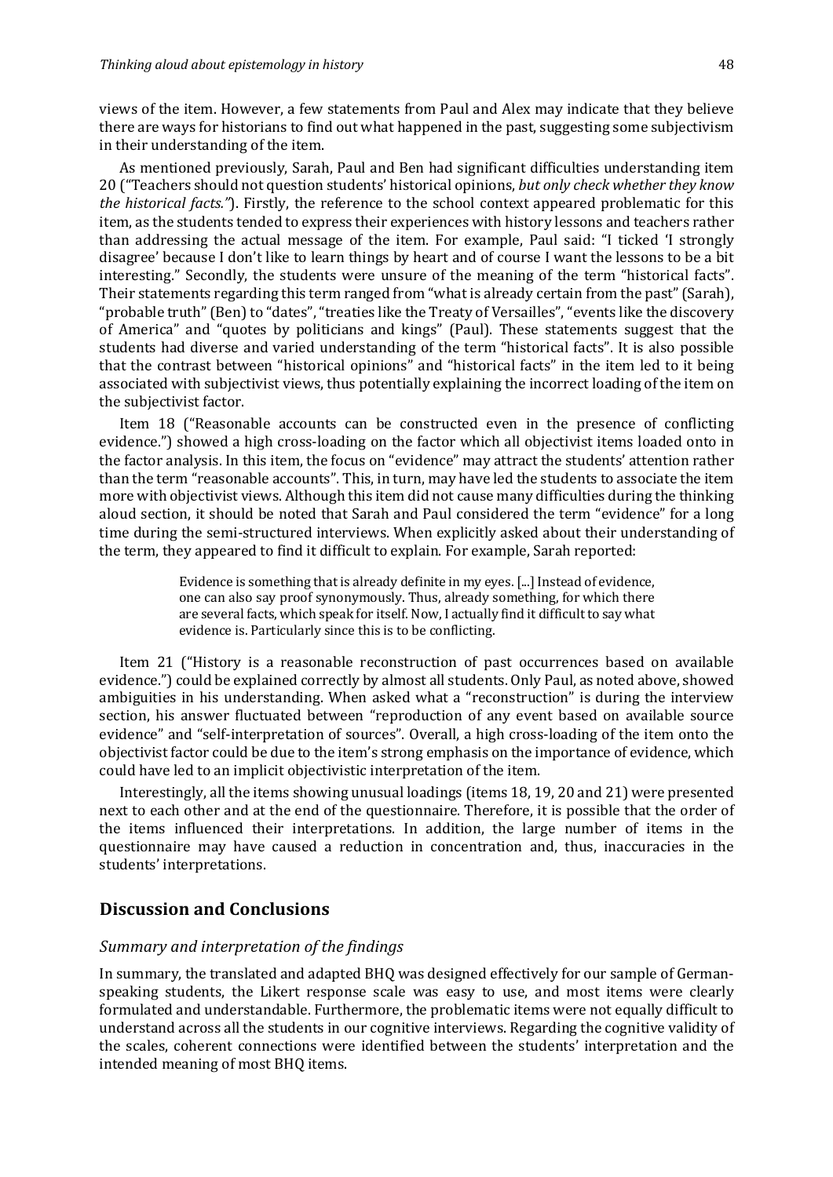views of the item. However, a few statements from Paul and Alex may indicate that they believe there are ways for historians to find out what happened in the past, suggesting some subjectivism in their understanding of the item.

As mentioned previously, Sarah, Paul and Ben had significant difficulties understanding item 20 ("Teachers should not question students' historical opinions, *but only check whether they know the historical facts."*). Firstly, the reference to the school context appeared problematic for this item, as the students tended to express their experiences with history lessons and teachers rather than addressing the actual message of the item. For example, Paul said: "I ticked 'I strongly disagree' because I don't like to learn things by heart and of course I want the lessons to be a bit interesting." Secondly, the students were unsure of the meaning of the term "historical facts". Their statements regarding this term ranged from "what is already certain from the past" (Sarah), "probable truth" (Ben) to "dates", "treaties like the Treaty of Versailles", "events like the discovery of America" and "quotes by politicians and kings" (Paul). These statements suggest that the students had diverse and varied understanding of the term "historical facts". It is also possible that the contrast between "historical opinions" and "historical facts" in the item led to it being associated with subjectivist views, thus potentially explaining the incorrect loading of the item on the subjectivist factor.

Item 18 ("Reasonable accounts can be constructed even in the presence of conflicting evidence.") showed a high cross-loading on the factor which all objectivist items loaded onto in the factor analysis. In this item, the focus on "evidence" may attract the students' attention rather than the term "reasonable accounts". This, in turn, may have led the students to associate the item more with objectivist views. Although this item did not cause many difficulties during the thinking aloud section, it should be noted that Sarah and Paul considered the term "evidence" for a long time during the semi-structured interviews. When explicitly asked about their understanding of the term, they appeared to find it difficult to explain. For example, Sarah reported:

> Evidence is something that is already definite in my eyes. [...] Instead of evidence, one can also say proof synonymously. Thus, already something, for which there are several facts, which speak for itself. Now, I actually find it difficult to say what evidence is. Particularly since this is to be conflicting.

Item 21 ("History is a reasonable reconstruction of past occurrences based on available evidence.") could be explained correctly by almost all students. Only Paul, as noted above, showed ambiguities in his understanding. When asked what a "reconstruction" is during the interview section, his answer fluctuated between "reproduction of any event based on available source evidence" and "self-interpretation of sources". Overall, a high cross-loading of the item onto the objectivist factor could be due to the item's strong emphasis on the importance of evidence, which could have led to an implicit objectivistic interpretation of the item.

Interestingly, all the items showing unusual loadings (items 18, 19, 20 and 21) were presented next to each other and at the end of the questionnaire. Therefore, it is possible that the order of the items influenced their interpretations. In addition, the large number of items in the questionnaire may have caused a reduction in concentration and, thus, inaccuracies in the students' interpretations.

## Discussion and Conclusions

### *Summary and interpretation of the findings*

In summary, the translated and adapted BHQ was designed effectively for our sample of German-speaking students, the Likert response scale was easy to use, and most items were clearly formulated and understandable. Furthermore, the problematic items were not equally difficult to understand across all the students in our cognitive interviews. Regarding the cognitive validity of the scales, coherent connections were identified between the students' interpretation and the intended meaning of most BHQ items.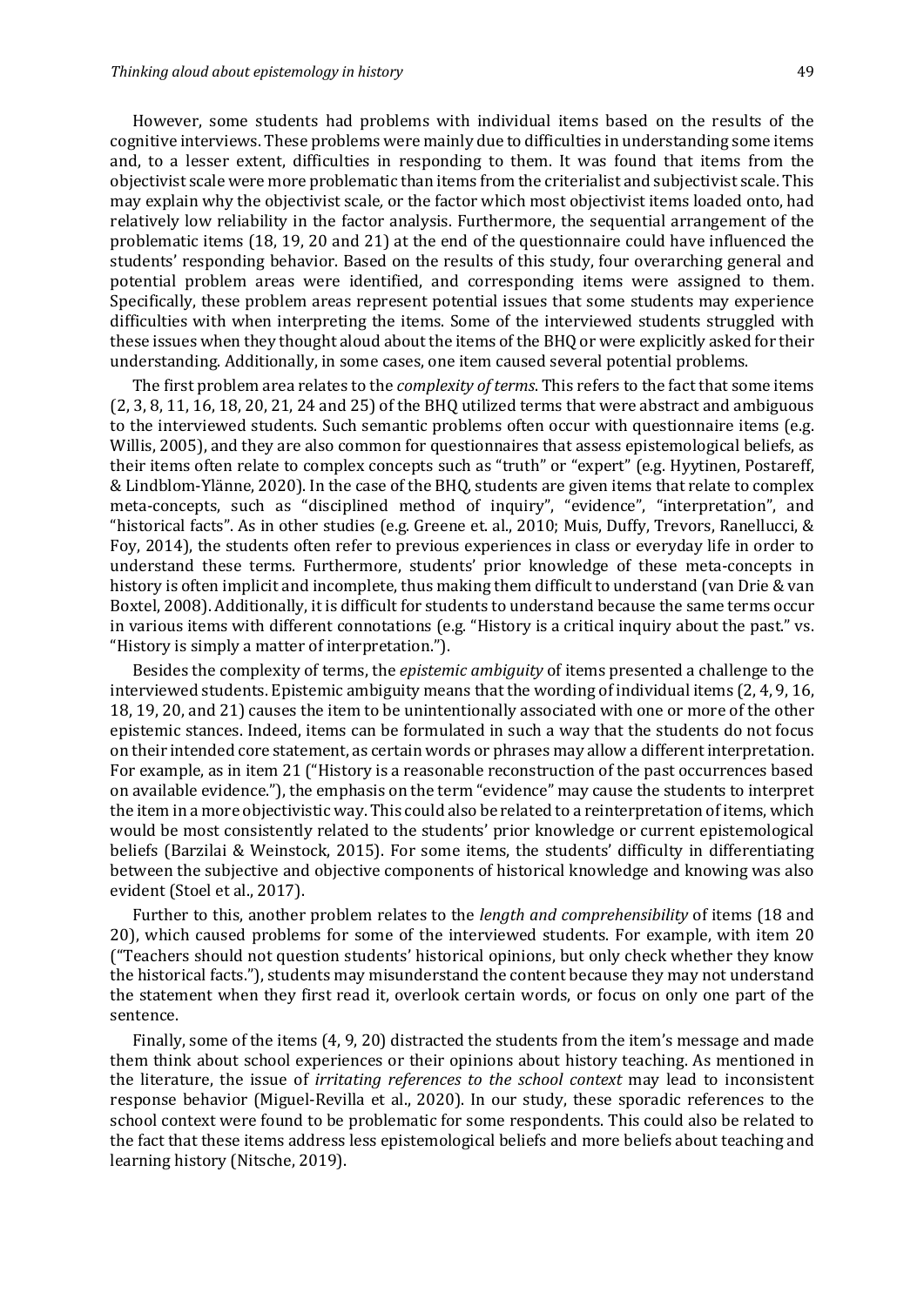However, some students had problems with individual items based on the results of the cognitive interviews. These problems were mainly due to difficulties in understanding some items and, to a lesser extent, difficulties in responding to them. It was found that items from the objectivist scale were more problematic than items from the criterialist and subjectivist scale. This may explain why the objectivist scale, or the factor which most objectivist items loaded onto, had relatively low reliability in the factor analysis. Furthermore, the sequential arrangement of the problematic items (18, 19, 20 and 21) at the end of the questionnaire could have influenced the students' responding behavior. Based on the results of this study, four overarching general and potential problem areas were identified, and corresponding items were assigned to them. Specifically, these problem areas represent potential issues that some students may experience difficulties with when interpreting the items. Some of the interviewed students struggled with these issues when they thought aloud about the items of the BHQ or were explicitly asked for their understanding. Additionally, in some cases, one item caused several potential problems.

The first problem area relates to the *complexity of terms*. This refers to the fact that some items (2, 3, 8, 11, 16, 18, 20, 21, 24 and 25) of the BHQ utilized terms that were abstract and ambiguous to the interviewed students. Such semantic problems often occur with questionnaire items (e.g. Willis, 2005), and they are also common for questionnaires that assess epistemological beliefs, as their items often relate to complex concepts such as "truth" or "expert" (e.g. Hyytinen, Postareff, & Lindblom-Ylänne, 2020). In the case of the BHQ, students are given items that relate to complex meta-concepts, such as "disciplined method of inquiry", "evidence", "interpretation", and "historical facts". As in other studies (e.g. Greene et. al., 2010; Muis, Duffy, Trevors, Ranellucci, & Foy, 2014), the students often refer to previous experiences in class or everyday life in order to understand these terms. Furthermore, students' prior knowledge of these meta-concepts in history is often implicit and incomplete, thus making them difficult to understand (van Drie & van Boxtel, 2008). Additionally, it is difficult for students to understand because the same terms occur in various items with different connotations (e.g. "History is a critical inquiry about the past." vs. "History is simply a matter of interpretation.").

Besides the complexity of terms, the *epistemic ambiguity* of items presented a challenge to the interviewed students. Epistemic ambiguity means that the wording of individual items (2, 4, 9, 16, 18, 19, 20, and 21) causes the item to be unintentionally associated with one or more of the other epistemic stances. Indeed, items can be formulated in such a way that the students do not focus on their intended core statement, as certain words or phrases may allow a different interpretation. For example, as in item 21 ("History is a reasonable reconstruction of the past occurrences based on available evidence."), the emphasis on the term "evidence" may cause the students to interpret the item in a more objectivistic way. This could also be related to a reinterpretation of items, which would be most consistently related to the students' prior knowledge or current epistemological beliefs (Barzilai & Weinstock, 2015). For some items, the students' difficulty in differentiating between the subjective and objective components of historical knowledge and knowing was also evident (Stoel et al., 2017).

Further to this, another problem relates to the *length and comprehensibility* of items (18 and 20), which caused problems for some of the interviewed students. For example, with item 20 ("Teachers should not question students' historical opinions, but only check whether they know the historical facts."), students may misunderstand the content because they may not understand the statement when they first read it, overlook certain words, or focus on only one part of the sentence.

Finally, some of the items (4, 9, 20) distracted the students from the item's message and made them think about school experiences or their opinions about history teaching. As mentioned in the literature, the issue of *irritating references to the school context* may lead to inconsistent response behavior (Miguel-Revilla et al., 2020). In our study, these sporadic references to the school context were found to be problematic for some respondents. This could also be related to the fact that these items address less epistemological beliefs and more beliefs about teaching and learning history (Nitsche, 2019).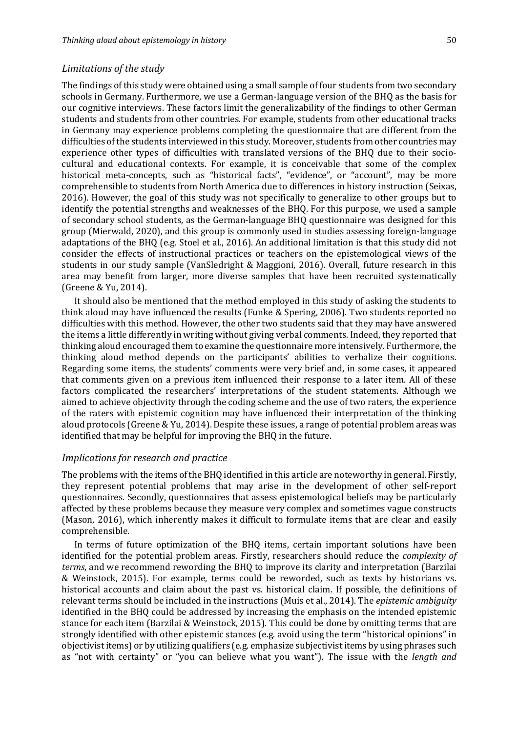### *Limitations of the study*

The findings of this study were obtained using a small sample of four students from two secondary schools in Germany. Furthermore, we use a German-language version of the BHQ as the basis for our cognitive interviews. These factors limit the generalizability of the findings to other German students and students from other countries. For example, students from other educational tracks in Germany may experience problems completing the questionnaire that are different from the difficulties of the students interviewed in this study. Moreover, students from other countries may experience other types of difficulties with translated versions of the BHQ due to their socio-cultural and educational contexts. For example, it is conceivable that some of the complex historical meta-concepts, such as "historical facts", "evidence", or "account", may be more comprehensible to students from North America due to differences in history instruction (Seixas, 2016). However, the goal of this study was not specifically to generalize to other groups but to identify the potential strengths and weaknesses of the BHQ. For this purpose, we used a sample of secondary school students, as the German-language BHQ questionnaire was designed for this group (Mierwald, 2020), and this group is commonly used in studies assessing foreign-language adaptations of the BHQ (e.g. Stoel et al., 2016). An additional limitation is that this study did not consider the effects of instructional practices or teachers on the epistemological views of the students in our study sample (VanSledright & Maggioni, 2016). Overall, future research in this area may benefit from larger, more diverse samples that have been recruited systematically (Greene & Yu, 2014).

It should also be mentioned that the method employed in this study of asking the students to think aloud may have influenced the results (Funke & Spering, 2006). Two students reported no difficulties with this method. However, the other two students said that they may have answered the items a little differently in writing without giving verbal comments. Indeed, they reported that thinking aloud encouraged them to examine the questionnaire more intensively. Furthermore, the thinking aloud method depends on the participants' abilities to verbalize their cognitions. Regarding some items, the students' comments were very brief and, in some cases, it appeared that comments given on a previous item influenced their response to a later item. All of these factors complicated the researchers' interpretations of the student statements. Although we aimed to achieve objectivity through the coding scheme and the use of two raters, the experience of the raters with epistemic cognition may have influenced their interpretation of the thinking aloud protocols (Greene & Yu, 2014). Despite these issues, a range of potential problem areas was identified that may be helpful for improving the BHQ in the future.

### *Implications for research and practice*

The problems with the items of the BHQ identified in this article are noteworthy in general. Firstly, they represent potential problems that may arise in the development of other self-report questionnaires. Secondly, questionnaires that assess epistemological beliefs may be particularly affected by these problems because they measure very complex and sometimes vague constructs (Mason, 2016), which inherently makes it difficult to formulate items that are clear and easily comprehensible.

In terms of future optimization of the BHQ items, certain important solutions have been identified for the potential problem areas. Firstly, researchers should reduce the *complexity of terms*, and we recommend rewording the BHQ to improve its clarity and interpretation (Barzilai & Weinstock, 2015). For example, terms could be reworded, such as texts by historians vs. historical accounts and claim about the past vs. historical claim. If possible, the definitions of relevant terms should be included in the instructions (Muis et al., 2014). The *epistemic ambiguity* identified in the BHQ could be addressed by increasing the emphasis on the intended epistemic stance for each item (Barzilai & Weinstock, 2015). This could be done by omitting terms that are strongly identified with other epistemic stances (e.g. avoid using the term "historical opinions" in objectivist items) or by utilizing qualifiers (e.g. emphasize subjectivist items by using phrases such as "not with certainty" or "you can believe what you want"). The issue with the *length and*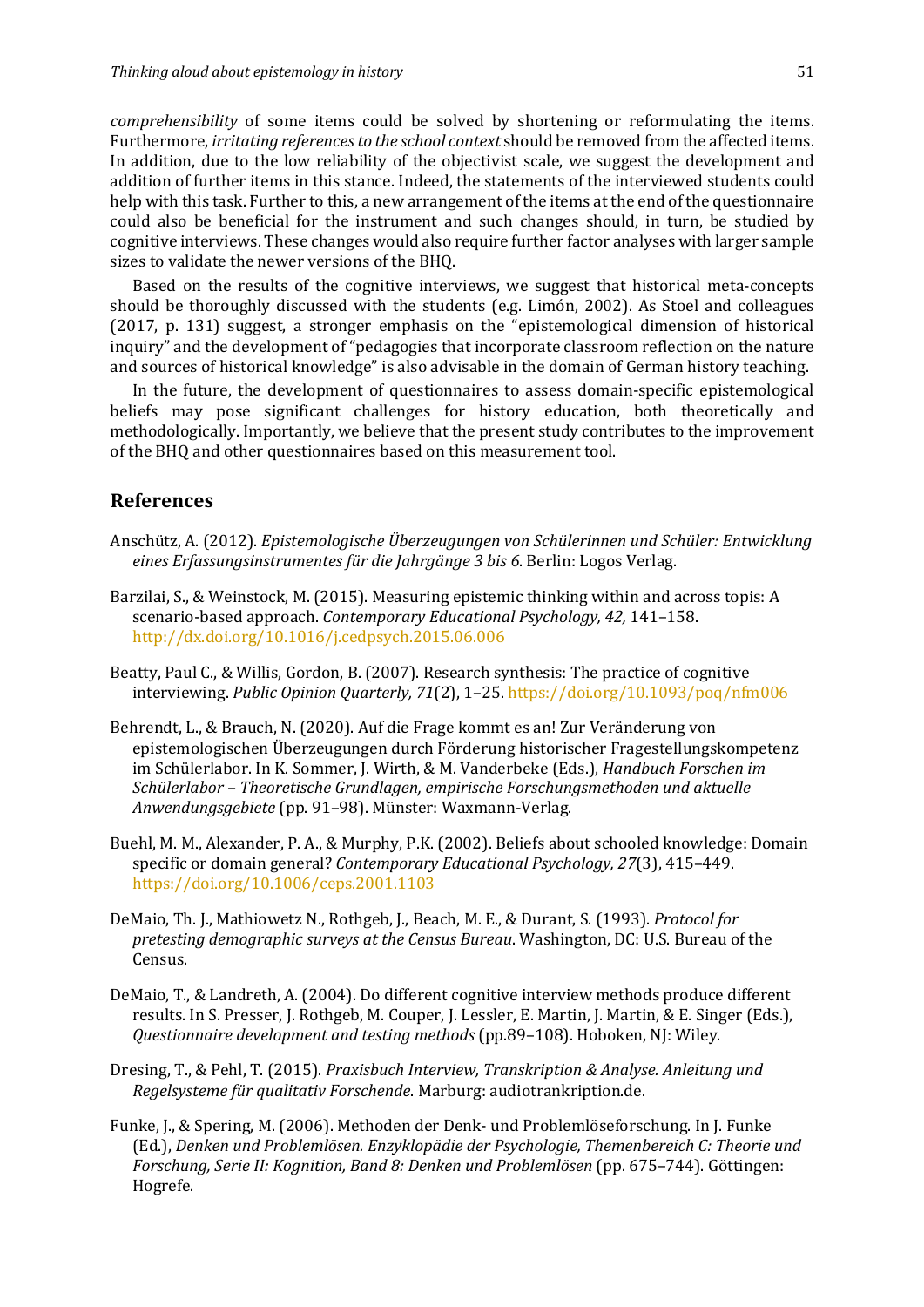*comprehensibility* of some items could be solved by shortening or reformulating the items. Furthermore, *irritating references to the school context* should be removed from the affected items. In addition, due to the low reliability of the objectivist scale, we suggest the development and addition of further items in this stance. Indeed, the statements of the interviewed students could help with this task. Further to this, a new arrangement of the items at the end of the questionnaire could also be beneficial for the instrument and such changes should, in turn, be studied by cognitive interviews. These changes would also require further factor analyses with larger sample sizes to validate the newer versions of the BHQ.

Based on the results of the cognitive interviews, we suggest that historical meta-concepts should be thoroughly discussed with the students (e.g. Limón, 2002). As Stoel and colleagues (2017, p. 131) suggest, a stronger emphasis on the "epistemological dimension of historical inquiry" and the development of "pedagogies that incorporate classroom reflection on the nature and sources of historical knowledge" is also advisable in the domain of German history teaching.

In the future, the development of questionnaires to assess domain-specific epistemological beliefs may pose significant challenges for history education, both theoretically and methodologically. Importantly, we believe that the present study contributes to the improvement of the BHQ and other questionnaires based on this measurement tool.

## References

Anschütz, A. (2012). *Epistemologische Überzeugungen von Schülerinnen und Schüler: Entwicklung eines Erfassungsinstrumentes für die Jahrgänge 3 bis 6*. Berlin: Logos Verlag.

Barzilai, S., & Weinstock, M. (2015). Measuring epistemic thinking within and across topis: A scenario-based approach. *Contemporary Educational Psychology, 42,* 141–158. http://dx.doi.org/10.1016/j.cedpsych.2015.06.006

Beatty, Paul C., & Willis, Gordon, B. (2007). Research synthesis: The practice of cognitive interviewing. *Public Opinion Quarterly, 71*(2), 1–25. https://doi.org/10.1093/poq/nfm006

Behrendt, L., & Brauch, N. (2020). Auf die Frage kommt es an! Zur Veränderung von epistemologischen Überzeugungen durch Förderung historischer Fragestellungskompetenz im Schülerlabor. In K. Sommer, J. Wirth, & M. Vanderbeke (Eds.), *Handbuch Forschen im Schülerlabor – Theoretische Grundlagen, empirische Forschungsmethoden und aktuelle Anwendungsgebiete* (pp. 91–98). Münster: Waxmann-Verlag.

Buehl, M. M., Alexander, P. A., & Murphy, P.K. (2002). Beliefs about schooled knowledge: Domain specific or domain general? *Contemporary Educational Psychology, 27*(3), 415–449. https://doi.org/10.1006/ceps.2001.1103

DeMaio, Th. J., Mathiowetz N., Rothgeb, J., Beach, M. E., & Durant, S. (1993). *Protocol for pretesting demographic surveys at the Census Bureau*. Washington, DC: U.S. Bureau of the Census.

DeMaio, T., & Landreth, A. (2004). Do different cognitive interview methods produce different results. In S. Presser, J. Rothgeb, M. Couper, J. Lessler, E. Martin, J. Martin, & E. Singer (Eds.), *Questionnaire development and testing methods* (pp.89–108). Hoboken, NJ: Wiley.

Dresing, T., & Pehl, T. (2015). *Praxisbuch Interview, Transkription & Analyse. Anleitung und Regelsysteme für qualitativ Forschende*. Marburg: audiotrankription.de.

Funke, J., & Spering, M. (2006). Methoden der Denk- und Problemlöseforschung. In J. Funke (Ed.), *Denken und Problemlösen. Enzyklopädie der Psychologie, Themenbereich C: Theorie und Forschung, Serie II: Kognition, Band 8: Denken und Problemlösen* (pp. 675–744). Göttingen: Hogrefe.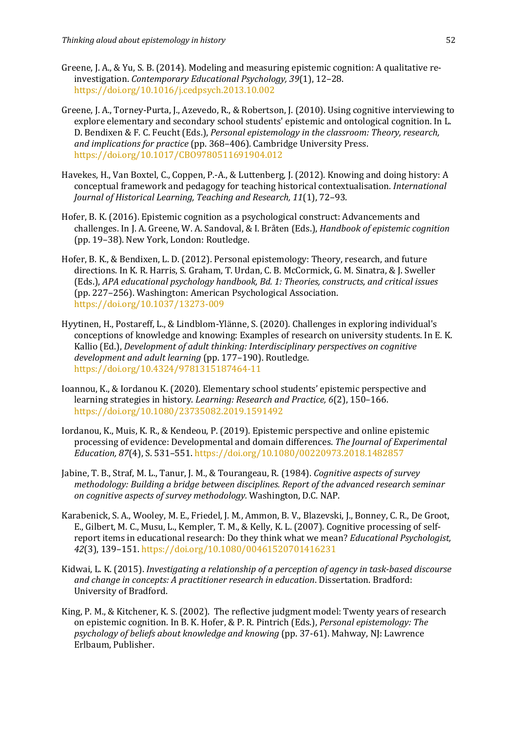Greene, J. A., & Yu, S. B. (2014). Modeling and measuring epistemic cognition: A qualitative re-investigation. *Contemporary Educational Psychology, 39*(1), 12–28. https://doi.org/10.1016/j.cedpsych.2013.10.002

Greene, J. A., Torney-Purta, J., Azevedo, R., & Robertson, J. (2010). Using cognitive interviewing to explore elementary and secondary school students' epistemic and ontological cognition. In L. D. Bendixen & F. C. Feucht (Eds.), *Personal epistemology in the classroom: Theory, research, and implications for practice* (pp. 368–406). Cambridge University Press. https://doi.org/10.1017/CBO9780511691904.012

Havekes, H., Van Boxtel, C., Coppen, P.-A., & Luttenberg, J. (2012). Knowing and doing history: A conceptual framework and pedagogy for teaching historical contextualisation. *International Journal of Historical Learning, Teaching and Research, 11*(1), 72–93.

Hofer, B. K. (2016). Epistemic cognition as a psychological construct: Advancements and challenges. In J. A. Greene, W. A. Sandoval, & I. Bråten (Eds.), *Handbook of epistemic cognition* (pp. 19–38). New York, London: Routledge.

Hofer, B. K., & Bendixen, L. D. (2012). Personal epistemology: Theory, research, and future directions. In K. R. Harris, S. Graham, T. Urdan, C. B. McCormick, G. M. Sinatra, & J. Sweller (Eds.), *APA educational psychology handbook, Bd. 1: Theories, constructs, and critical issues* (pp. 227–256). Washington: American Psychological Association. https://doi.org/10.1037/13273-009

Hyytinen, H., Postareff, L., & Lindblom-Ylänne, S. (2020). Challenges in exploring individual's conceptions of knowledge and knowing: Examples of research on university students. In E. K. Kallio (Ed.), *Development of adult thinking: Interdisciplinary perspectives on cognitive development and adult learning* (pp. 177–190). Routledge. https://doi.org/10.4324/9781315187464-11

Ioannou, K., & Iordanou K. (2020). Elementary school students' epistemic perspective and learning strategies in history. *Learning: Research and Practice, 6*(2), 150–166. https://doi.org/10.1080/23735082.2019.1591492

Iordanou, K., Muis, K. R., & Kendeou, P. (2019). Epistemic perspective and online epistemic processing of evidence: Developmental and domain differences. *The Journal of Experimental Education, 87*(4), S. 531–551. https://doi.org/10.1080/00220973.2018.1482857

Jabine, T. B., Straf, M. L., Tanur, J. M., & Tourangeau, R. (1984). *Cognitive aspects of survey methodology: Building a bridge between disciplines. Report of the advanced research seminar on cognitive aspects of survey methodology.* Washington, D.C. NAP.

Karabenick, S. A., Wooley, M. E., Friedel, J. M., Ammon, B. V., Blazevski, J., Bonney, C. R., De Groot, E., Gilbert, M. C., Musu, L., Kempler, T. M., & Kelly, K. L. (2007). Cognitive processing of self-report items in educational research: Do they think what we mean? *Educational Psychologist, 42*(3), 139–151. https://doi.org/10.1080/00461520701416231

Kidwai, L. K. (2015). *Investigating a relationship of a perception of agency in task-based discourse and change in concepts: A practitioner research in education*. Dissertation. Bradford: University of Bradford.

King, P. M., & Kitchener, K. S. (2002). The reflective judgment model: Twenty years of research on epistemic cognition. In B. K. Hofer, & P. R. Pintrich (Eds.), *Personal epistemology: The psychology of beliefs about knowledge and knowing* (pp. 37-61). Mahway, NJ: Lawrence Erlbaum, Publisher.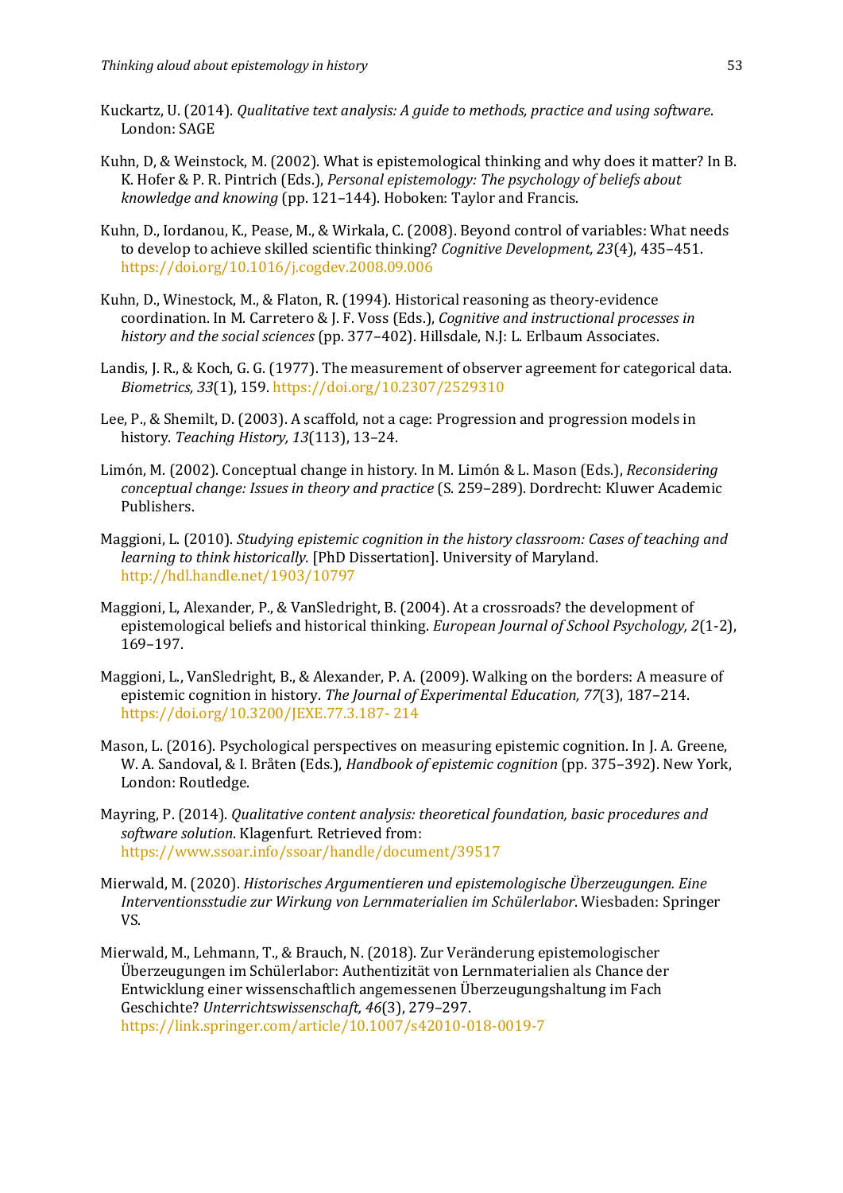Kuckartz, U. (2014). *Qualitative text analysis: A guide to methods, practice and using software*. London: SAGE

Kuhn, D, & Weinstock, M. (2002). What is epistemological thinking and why does it matter? In B. K. Hofer & P. R. Pintrich (Eds.), *Personal epistemology: The psychology of beliefs about knowledge and knowing* (pp. 121–144). Hoboken: Taylor and Francis.

Kuhn, D., Iordanou, K., Pease, M., & Wirkala, C. (2008). Beyond control of variables: What needs to develop to achieve skilled scientific thinking? *Cognitive Development, 23*(4), 435–451. https://doi.org/10.1016/j.cogdev.2008.09.006

Kuhn, D., Winestock, M., & Flaton, R. (1994). Historical reasoning as theory-evidence coordination. In M. Carretero & J. F. Voss (Eds.), *Cognitive and instructional processes in history and the social sciences* (pp. 377–402). Hillsdale, N.J: L. Erlbaum Associates.

Landis, J. R., & Koch, G. G. (1977). The measurement of observer agreement for categorical data. *Biometrics, 33*(1), 159. https://doi.org/10.2307/2529310

Lee, P., & Shemilt, D. (2003). A scaffold, not a cage: Progression and progression models in history. *Teaching History, 13*(113), 13–24.

Limón, M. (2002). Conceptual change in history. In M. Limón & L. Mason (Eds.), *Reconsidering conceptual change: Issues in theory and practice* (S. 259–289). Dordrecht: Kluwer Academic Publishers.

Maggioni, L. (2010). *Studying epistemic cognition in the history classroom: Cases of teaching and learning to think historically.* [PhD Dissertation]. University of Maryland. http://hdl.handle.net/1903/10797

Maggioni, L, Alexander, P., & VanSledright, B. (2004). At a crossroads? the development of epistemological beliefs and historical thinking. *European Journal of School Psychology, 2*(1-2), 169–197.

Maggioni, L., VanSledright, B., & Alexander, P. A. (2009). Walking on the borders: A measure of epistemic cognition in history. *The Journal of Experimental Education, 77*(3), 187–214. https://doi.org/10.3200/JEXE.77.3.187- 214

Mason, L. (2016). Psychological perspectives on measuring epistemic cognition. In J. A. Greene, W. A. Sandoval, & I. Bråten (Eds.), *Handbook of epistemic cognition* (pp. 375–392). New York, London: Routledge.

Mayring, P. (2014). *Qualitative content analysis: theoretical foundation, basic procedures and software solution*. Klagenfurt. Retrieved from: https://www.ssoar.info/ssoar/handle/document/39517

Mierwald, M. (2020). *Historisches Argumentieren und epistemologische Überzeugungen. Eine Interventionsstudie zur Wirkung von Lernmaterialien im Schülerlabor*. Wiesbaden: Springer VS.

Mierwald, M., Lehmann, T., & Brauch, N. (2018). Zur Veränderung epistemologischer Überzeugungen im Schülerlabor: Authentizität von Lernmaterialien als Chance der Entwicklung einer wissenschaftlich angemessenen Überzeugungshaltung im Fach Geschichte? *Unterrichtswissenschaft, 46*(3), 279–297. https://link.springer.com/article/10.1007/s42010-018-0019-7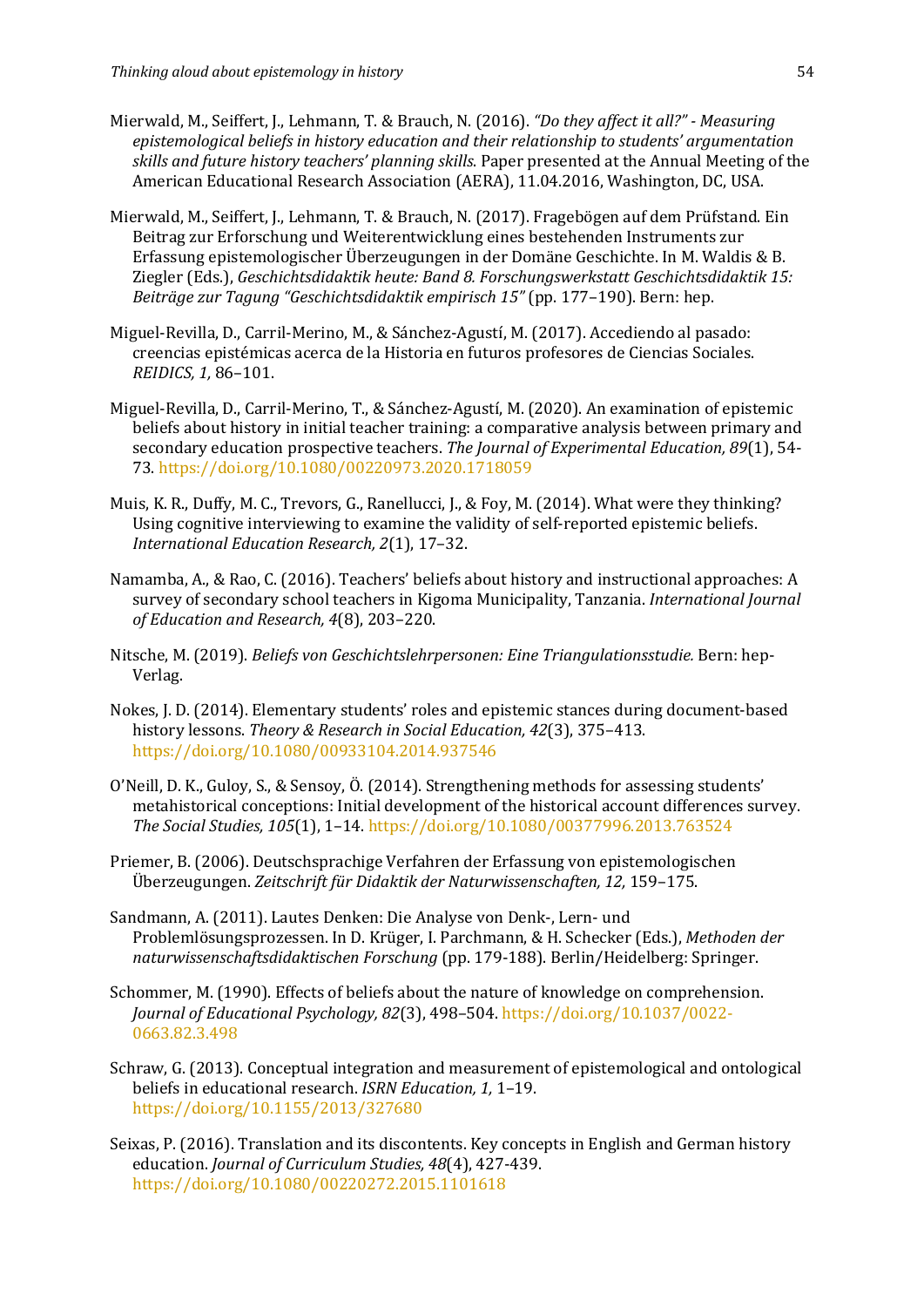Mierwald, M., Seiffert, J., Lehmann, T. & Brauch, N. (2016). *"Do they affect it all?" - Measuring epistemological beliefs in history education and their relationship to students' argumentation skills and future history teachers' planning skills.* Paper presented at the Annual Meeting of the American Educational Research Association (AERA), 11.04.2016, Washington, DC, USA.

Mierwald, M., Seiffert, J., Lehmann, T. & Brauch, N. (2017). Fragebögen auf dem Prüfstand. Ein Beitrag zur Erforschung und Weiterentwicklung eines bestehenden Instruments zur Erfassung epistemologischer Überzeugungen in der Domäne Geschichte. In M. Waldis & B. Ziegler (Eds.), *Geschichtsdidaktik heute: Band 8. Forschungswerkstatt Geschichtsdidaktik 15: Beiträge zur Tagung "Geschichtsdidaktik empirisch 15"* (pp. 177–190). Bern: hep.

Miguel-Revilla, D., Carril-Merino, M., & Sánchez-Agustí, M. (2017). Accediendo al pasado: creencias epistémicas acerca de la Historia en futuros profesores de Ciencias Sociales. *REIDICS, 1,* 86–101.

Miguel-Revilla, D., Carril-Merino, T., & Sánchez-Agustí, M. (2020). An examination of epistemic beliefs about history in initial teacher training: a comparative analysis between primary and secondary education prospective teachers. *The Journal of Experimental Education, 89*(1), 54-73. https://doi.org/10.1080/00220973.2020.1718059

Muis, K. R., Duffy, M. C., Trevors, G., Ranellucci, J., & Foy, M. (2014). What were they thinking? Using cognitive interviewing to examine the validity of self-reported epistemic beliefs. *International Education Research, 2*(1), 17–32.

Namamba, A., & Rao, C. (2016). Teachers' beliefs about history and instructional approaches: A survey of secondary school teachers in Kigoma Municipality, Tanzania. *International Journal of Education and Research, 4*(8), 203–220.

Nitsche, M. (2019). *Beliefs von Geschichtslehrpersonen: Eine Triangulationsstudie.* Bern: hep-Verlag.

Nokes, J. D. (2014). Elementary students' roles and epistemic stances during document-based history lessons. *Theory & Research in Social Education, 42*(3), 375–413. https://doi.org/10.1080/00933104.2014.937546

O'Neill, D. K., Guloy, S., & Sensoy, Ö. (2014). Strengthening methods for assessing students' metahistorical conceptions: Initial development of the historical account differences survey. *The Social Studies, 105*(1), 1–14. https://doi.org/10.1080/00377996.2013.763524

Priemer, B. (2006). Deutschsprachige Verfahren der Erfassung von epistemologischen Überzeugungen. *Zeitschrift für Didaktik der Naturwissenschaften, 12,* 159–175.

Sandmann, A. (2011). Lautes Denken: Die Analyse von Denk-, Lern- und Problemlösungsprozessen. In D. Krüger, I. Parchmann, & H. Schecker (Eds.), *Methoden der naturwissenschaftsdidaktischen Forschung* (pp. 179-188). Berlin/Heidelberg: Springer.

Schommer, M. (1990). Effects of beliefs about the nature of knowledge on comprehension. *Journal of Educational Psychology, 82*(3), 498–504. https://doi.org/10.1037/0022-0663.82.3.498

Schraw, G. (2013). Conceptual integration and measurement of epistemological and ontological beliefs in educational research. *ISRN Education, 1,* 1–19. https://doi.org/10.1155/2013/327680

Seixas, P. (2016). Translation and its discontents. Key concepts in English and German history education. *Journal of Curriculum Studies, 48*(4), 427-439. https://doi.org/10.1080/00220272.2015.1101618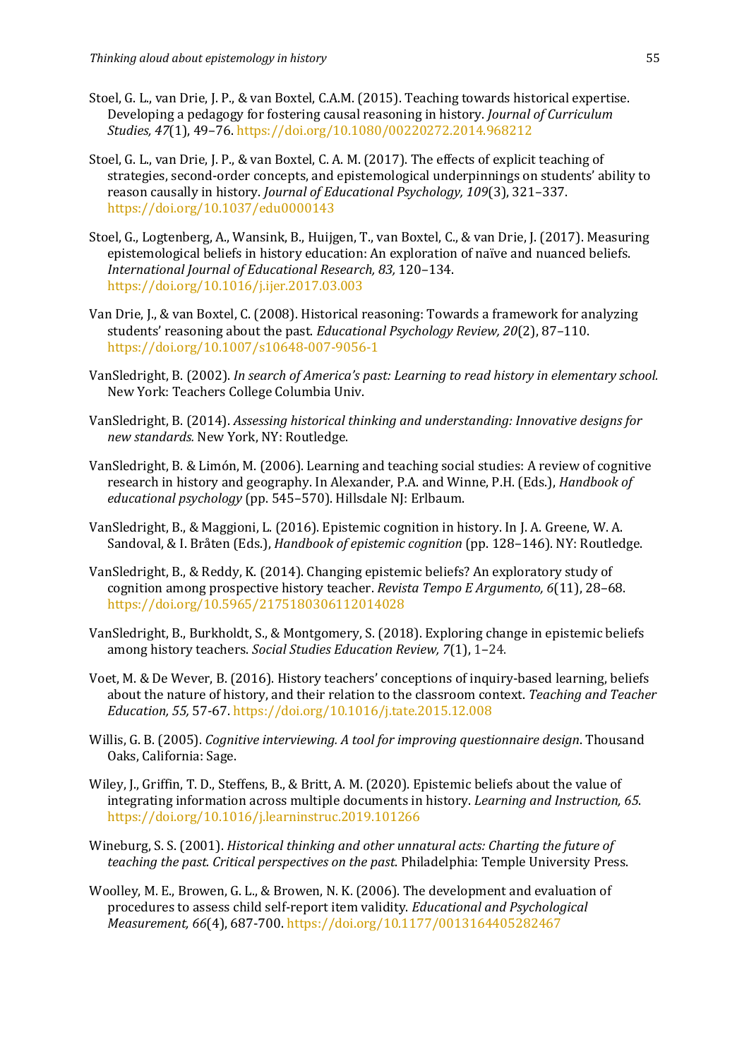Stoel, G. L., van Drie, J. P., & van Boxtel, C.A.M. (2015). Teaching towards historical expertise. Developing a pedagogy for fostering causal reasoning in history. *Journal of Curriculum Studies, 47*(1), 49–76. https://doi.org/10.1080/00220272.2014.968212

Stoel, G. L., van Drie, J. P., & van Boxtel, C. A. M. (2017). The effects of explicit teaching of strategies, second-order concepts, and epistemological underpinnings on students' ability to reason causally in history. *Journal of Educational Psychology, 109*(3), 321–337. https://doi.org/10.1037/edu0000143

Stoel, G., Logtenberg, A., Wansink, B., Huijgen, T., van Boxtel, C., & van Drie, J. (2017). Measuring epistemological beliefs in history education: An exploration of naïve and nuanced beliefs. *International Journal of Educational Research, 83,* 120–134. https://doi.org/10.1016/j.ijer.2017.03.003

Van Drie, J., & van Boxtel, C. (2008). Historical reasoning: Towards a framework for analyzing students' reasoning about the past. *Educational Psychology Review, 20*(2), 87–110. https://doi.org/10.1007/s10648-007-9056-1

VanSledright, B. (2002). *In search of America's past: Learning to read history in elementary school.* New York: Teachers College Columbia Univ.

VanSledright, B. (2014). *Assessing historical thinking and understanding: Innovative designs for new standards.* New York, NY: Routledge.

VanSledright, B. & Limón, M. (2006). Learning and teaching social studies: A review of cognitive research in history and geography. In Alexander, P.A. and Winne, P.H. (Eds.), *Handbook of educational psychology* (pp. 545–570). Hillsdale NJ: Erlbaum.

VanSledright, B., & Maggioni, L. (2016). Epistemic cognition in history. In J. A. Greene, W. A. Sandoval, & I. Bråten (Eds.), *Handbook of epistemic cognition* (pp. 128–146). NY: Routledge.

VanSledright, B., & Reddy, K. (2014). Changing epistemic beliefs? An exploratory study of cognition among prospective history teacher. *Revista Tempo E Argumento, 6*(11), 28–68. https://doi.org/10.5965/2175180306112014028

VanSledright, B., Burkholdt, S., & Montgomery, S. (2018). Exploring change in epistemic beliefs among history teachers. *Social Studies Education Review, 7*(1), 1–24.

Voet, M. & De Wever, B. (2016). History teachers' conceptions of inquiry-based learning, beliefs about the nature of history, and their relation to the classroom context. *Teaching and Teacher Education, 55,* 57-67. https://doi.org/10.1016/j.tate.2015.12.008

Willis, G. B. (2005). *Cognitive interviewing. A tool for improving questionnaire design*. Thousand Oaks, California: Sage.

Wiley, J., Griffin, T. D., Steffens, B., & Britt, A. M. (2020). Epistemic beliefs about the value of integrating information across multiple documents in history. *Learning and Instruction, 65*. https://doi.org/10.1016/j.learninstruc.2019.101266

Wineburg, S. S. (2001). *Historical thinking and other unnatural acts: Charting the future of teaching the past. Critical perspectives on the past.* Philadelphia: Temple University Press.

Woolley, M. E., Browen, G. L., & Browen, N. K. (2006). The development and evaluation of procedures to assess child self-report item validity. *Educational and Psychological Measurement, 66*(4), 687-700. https://doi.org/10.1177/0013164405282467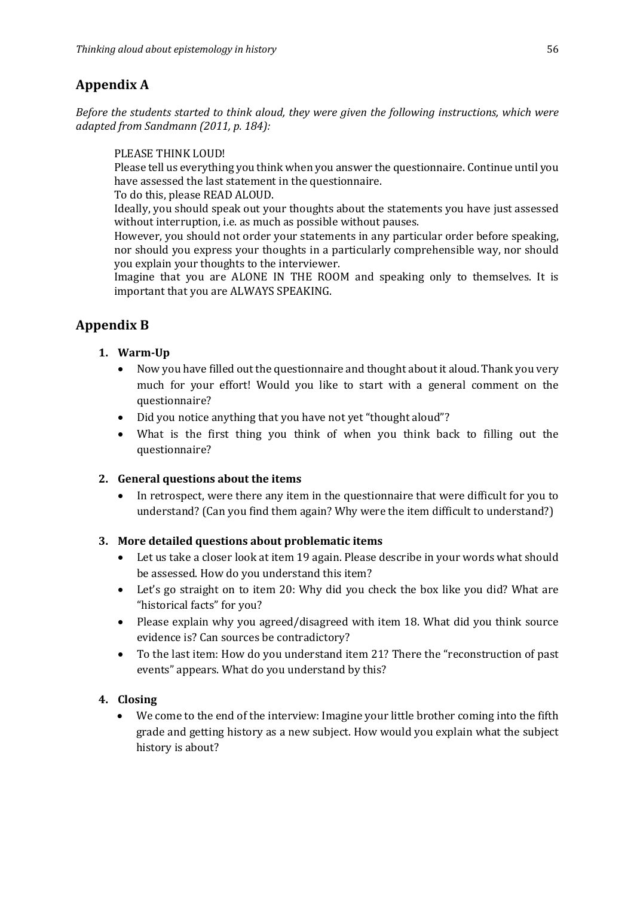## Appendix A

*Before the students started to think aloud, they were given the following instructions, which were adapted from Sandmann (2011, p. 184):*

> PLEASE THINK LOUD!
> Please tell us everything you think when you answer the questionnaire. Continue until you have assessed the last statement in the questionnaire.
> To do this, please READ ALOUD.
> Ideally, you should speak out your thoughts about the statements you have just assessed without interruption, i.e. as much as possible without pauses.
> However, you should not order your statements in any particular order before speaking, nor should you express your thoughts in a particularly comprehensible way, nor should you explain your thoughts to the interviewer.
> Imagine that you are ALONE IN THE ROOM and speaking only to themselves. It is important that you are ALWAYS SPEAKING.

## Appendix B

1. **Warm-Up**
   - Now you have filled out the questionnaire and thought about it aloud. Thank you very much for your effort! Would you like to start with a general comment on the questionnaire?
   - Did you notice anything that you have not yet "thought aloud"?
   - What is the first thing you think of when you think back to filling out the questionnaire?

2. **General questions about the items**
   - In retrospect, were there any item in the questionnaire that were difficult for you to understand? (Can you find them again? Why were the item difficult to understand?)

3. **More detailed questions about problematic items**
   - Let us take a closer look at item 19 again. Please describe in your words what should be assessed. How do you understand this item?
   - Let's go straight on to item 20: Why did you check the box like you did? What are "historical facts" for you?
   - Please explain why you agreed/disagreed with item 18. What did you think source evidence is? Can sources be contradictory?
   - To the last item: How do you understand item 21? There the "reconstruction of past events" appears. What do you understand by this?

4. **Closing**
   - We come to the end of the interview: Imagine your little brother coming into the fifth grade and getting history as a new subject. How would you explain what the subject history is about?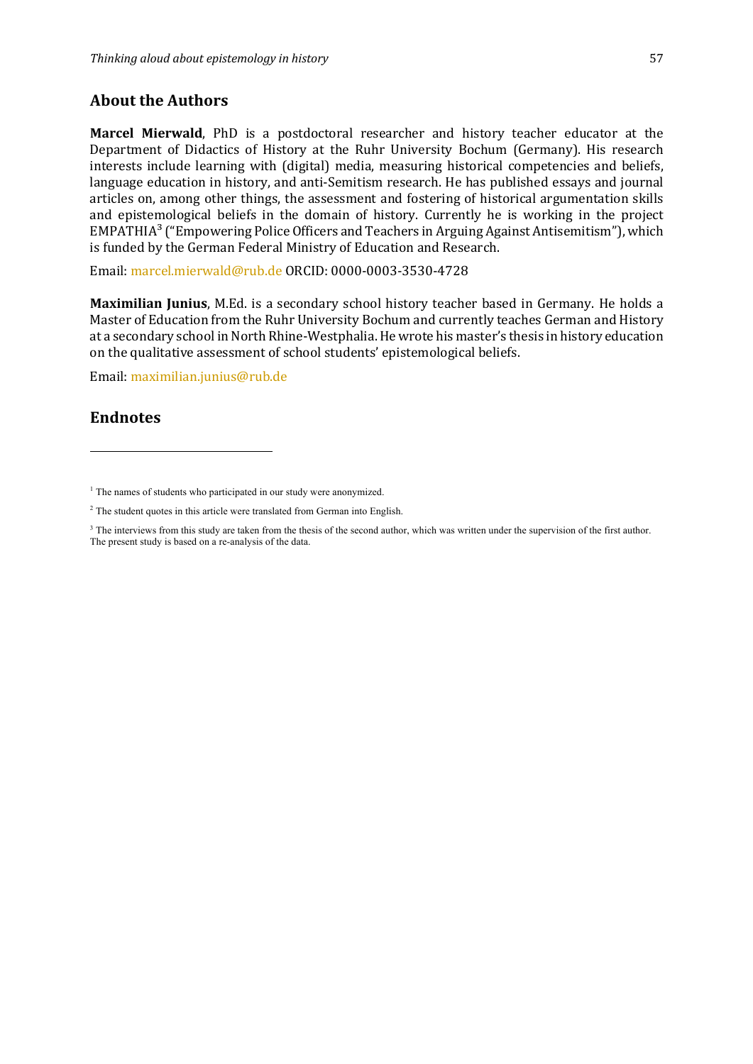## About the Authors

**Marcel Mierwald**, PhD is a postdoctoral researcher and history teacher educator at the Department of Didactics of History at the Ruhr University Bochum (Germany). His research interests include learning with (digital) media, measuring historical competencies and beliefs, language education in history, and anti-Semitism research. He has published essays and journal articles on, among other things, the assessment and fostering of historical argumentation skills and epistemological beliefs in the domain of history. Currently he is working in the project EMPATHIA[3] ("Empowering Police Officers and Teachers in Arguing Against Antisemitism"), which is funded by the German Federal Ministry of Education and Research.

Email: marcel.mierwald@rub.de ORCID: 0000-0003-3530-4728

**Maximilian Junius**, M.Ed. is a secondary school history teacher based in Germany. He holds a Master of Education from the Ruhr University Bochum and currently teaches German and History at a secondary school in North Rhine-Westphalia. He wrote his master's thesis in history education on the qualitative assessment of school students' epistemological beliefs.

Email: maximilian.junius@rub.de

## Endnotes

[1] The names of students who participated in our study were anonymized.

[2] The student quotes in this article were translated from German into English.

[3] The interviews from this study are taken from the thesis of the second author, which was written under the supervision of the first author. The present study is based on a re-analysis of the data.